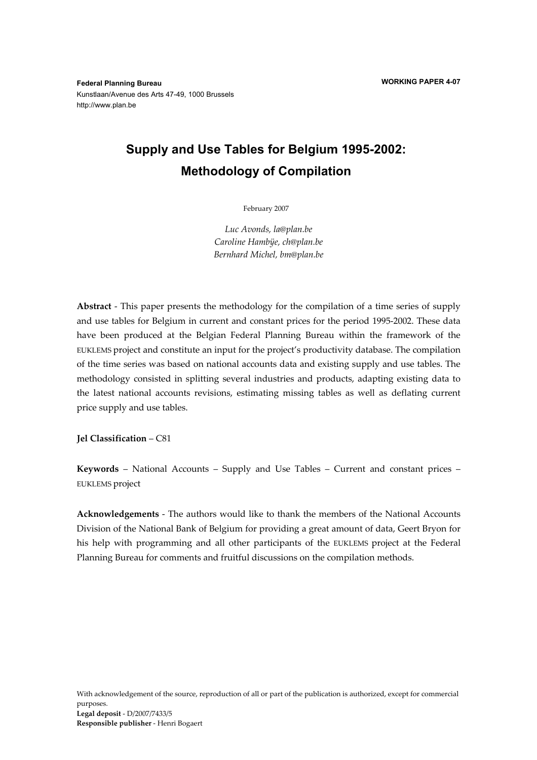**Federal Planning Bureau**
Kunstlaan/Avenue des Arts 47-49, 1000 Brussels
http://www.plan.be

**WORKING PAPER 4-07**

# Supply and Use Tables for Belgium 1995-2002: Methodology of Compilation

February 2007

*Luc Avonds, la@plan.be*
*Caroline Hambÿe, ch@plan.be*
*Bernhard Michel, bm@plan.be*

**Abstract** - This paper presents the methodology for the compilation of a time series of supply and use tables for Belgium in current and constant prices for the period 1995-2002. These data have been produced at the Belgian Federal Planning Bureau within the framework of the EUKLEMS project and constitute an input for the project's productivity database. The compilation of the time series was based on national accounts data and existing supply and use tables. The methodology consisted in splitting several industries and products, adapting existing data to the latest national accounts revisions, estimating missing tables as well as deflating current price supply and use tables.

**Jel Classification** – C81

**Keywords** – National Accounts – Supply and Use Tables – Current and constant prices – EUKLEMS project

**Acknowledgements** - The authors would like to thank the members of the National Accounts Division of the National Bank of Belgium for providing a great amount of data, Geert Bryon for his help with programming and all other participants of the EUKLEMS project at the Federal Planning Bureau for comments and fruitful discussions on the compilation methods.

With acknowledgement of the source, reproduction of all or part of the publication is authorized, except for commercial purposes.
**Legal deposit** - D/2007/7433/5
**Responsible publisher** - Henri Bogaert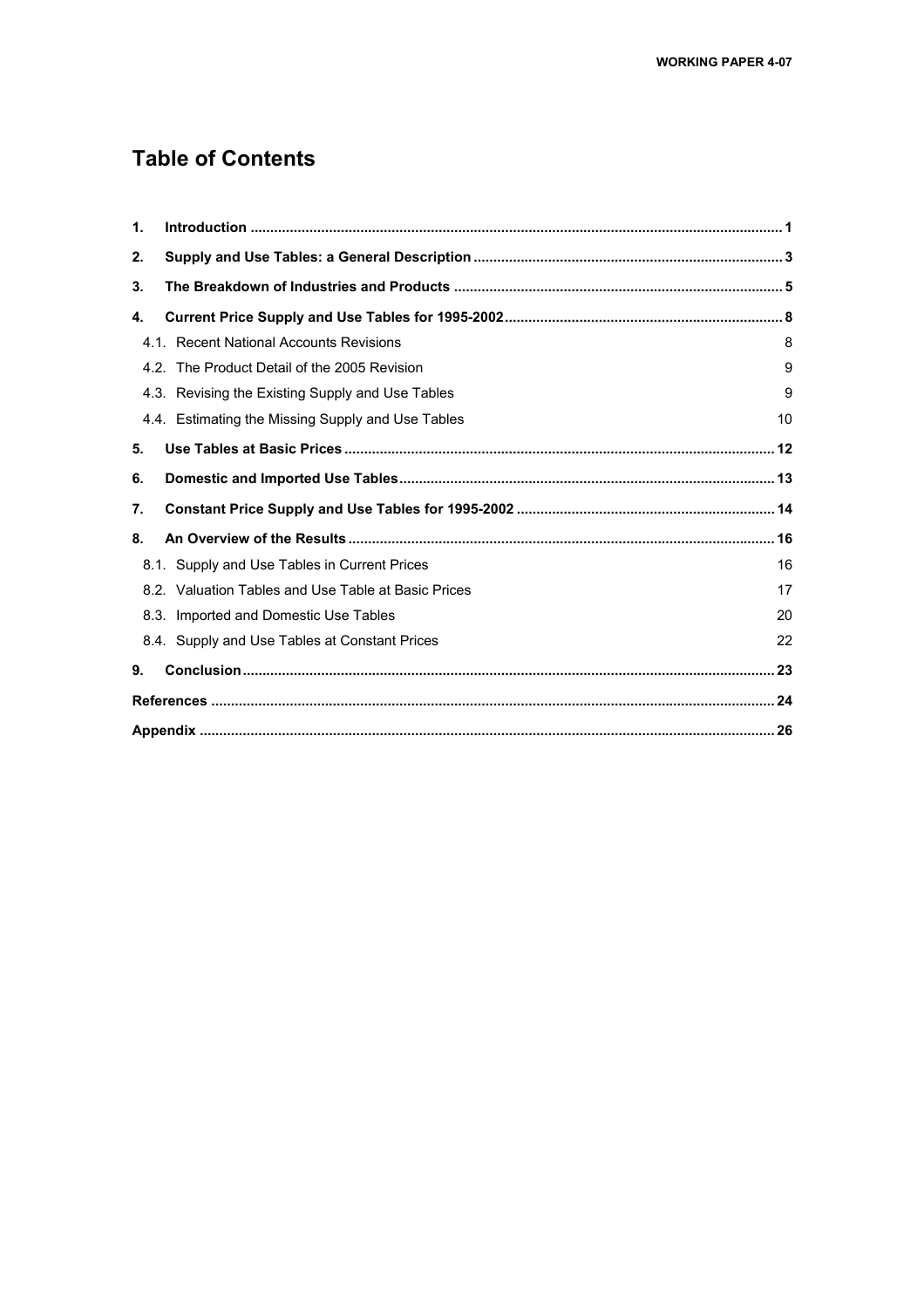# Table of Contents

| | | |
|---|---|---|
| **1.** | **Introduction** | **1** |
| **2.** | **Supply and Use Tables: a General Description** | **3** |
| **3.** | **The Breakdown of Industries and Products** | **5** |
| **4.** | **Current Price Supply and Use Tables for 1995-2002** | **8** |
| 4.1. | Recent National Accounts Revisions | 8 |
| 4.2. | The Product Detail of the 2005 Revision | 9 |
| 4.3. | Revising the Existing Supply and Use Tables | 9 |
| 4.4. | Estimating the Missing Supply and Use Tables | 10 |
| **5.** | **Use Tables at Basic Prices** | **12** |
| **6.** | **Domestic and Imported Use Tables** | **13** |
| **7.** | **Constant Price Supply and Use Tables for 1995-2002** | **14** |
| **8.** | **An Overview of the Results** | **16** |
| 8.1. | Supply and Use Tables in Current Prices | 16 |
| 8.2. | Valuation Tables and Use Table at Basic Prices | 17 |
| 8.3. | Imported and Domestic Use Tables | 20 |
| 8.4. | Supply and Use Tables at Constant Prices | 22 |
| **9.** | **Conclusion** | **23** |
| | **References** | **24** |
| | **Appendix** | **26** |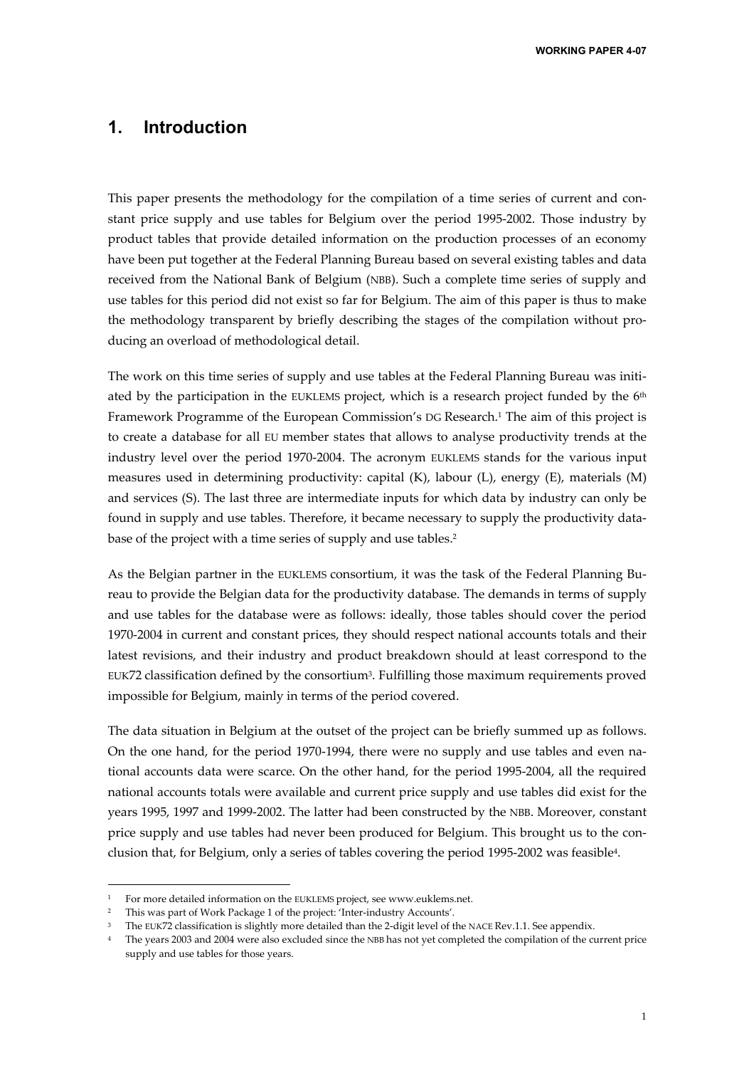# 1. Introduction

This paper presents the methodology for the compilation of a time series of current and constant price supply and use tables for Belgium over the period 1995-2002. Those industry by product tables that provide detailed information on the production processes of an economy have been put together at the Federal Planning Bureau based on several existing tables and data received from the National Bank of Belgium (NBB). Such a complete time series of supply and use tables for this period did not exist so far for Belgium. The aim of this paper is thus to make the methodology transparent by briefly describing the stages of the compilation without producing an overload of methodological detail.

The work on this time series of supply and use tables at the Federal Planning Bureau was initiated by the participation in the EUKLEMS project, which is a research project funded by the 6th Framework Programme of the European Commission's DG Research.[1] The aim of this project is to create a database for all EU member states that allows to analyse productivity trends at the industry level over the period 1970-2004. The acronym EUKLEMS stands for the various input measures used in determining productivity: capital (K), labour (L), energy (E), materials (M) and services (S). The last three are intermediate inputs for which data by industry can only be found in supply and use tables. Therefore, it became necessary to supply the productivity database of the project with a time series of supply and use tables.[2]

As the Belgian partner in the EUKLEMS consortium, it was the task of the Federal Planning Bureau to provide the Belgian data for the productivity database. The demands in terms of supply and use tables for the database were as follows: ideally, those tables should cover the period 1970-2004 in current and constant prices, they should respect national accounts totals and their latest revisions, and their industry and product breakdown should at least correspond to the EUK72 classification defined by the consortium[3]. Fulfilling those maximum requirements proved impossible for Belgium, mainly in terms of the period covered.

The data situation in Belgium at the outset of the project can be briefly summed up as follows. On the one hand, for the period 1970-1994, there were no supply and use tables and even national accounts data were scarce. On the other hand, for the period 1995-2004, all the required national accounts totals were available and current price supply and use tables did exist for the years 1995, 1997 and 1999-2002. The latter had been constructed by the NBB. Moreover, constant price supply and use tables had never been produced for Belgium. This brought us to the conclusion that, for Belgium, only a series of tables covering the period 1995-2002 was feasible[4].

[1] For more detailed information on the EUKLEMS project, see www.euklems.net.

[2] This was part of Work Package 1 of the project: 'Inter-industry Accounts'.

[3] The EUK72 classification is slightly more detailed than the 2-digit level of the NACE Rev.1.1. See appendix.

[4] The years 2003 and 2004 were also excluded since the NBB has not yet completed the compilation of the current price supply and use tables for those years.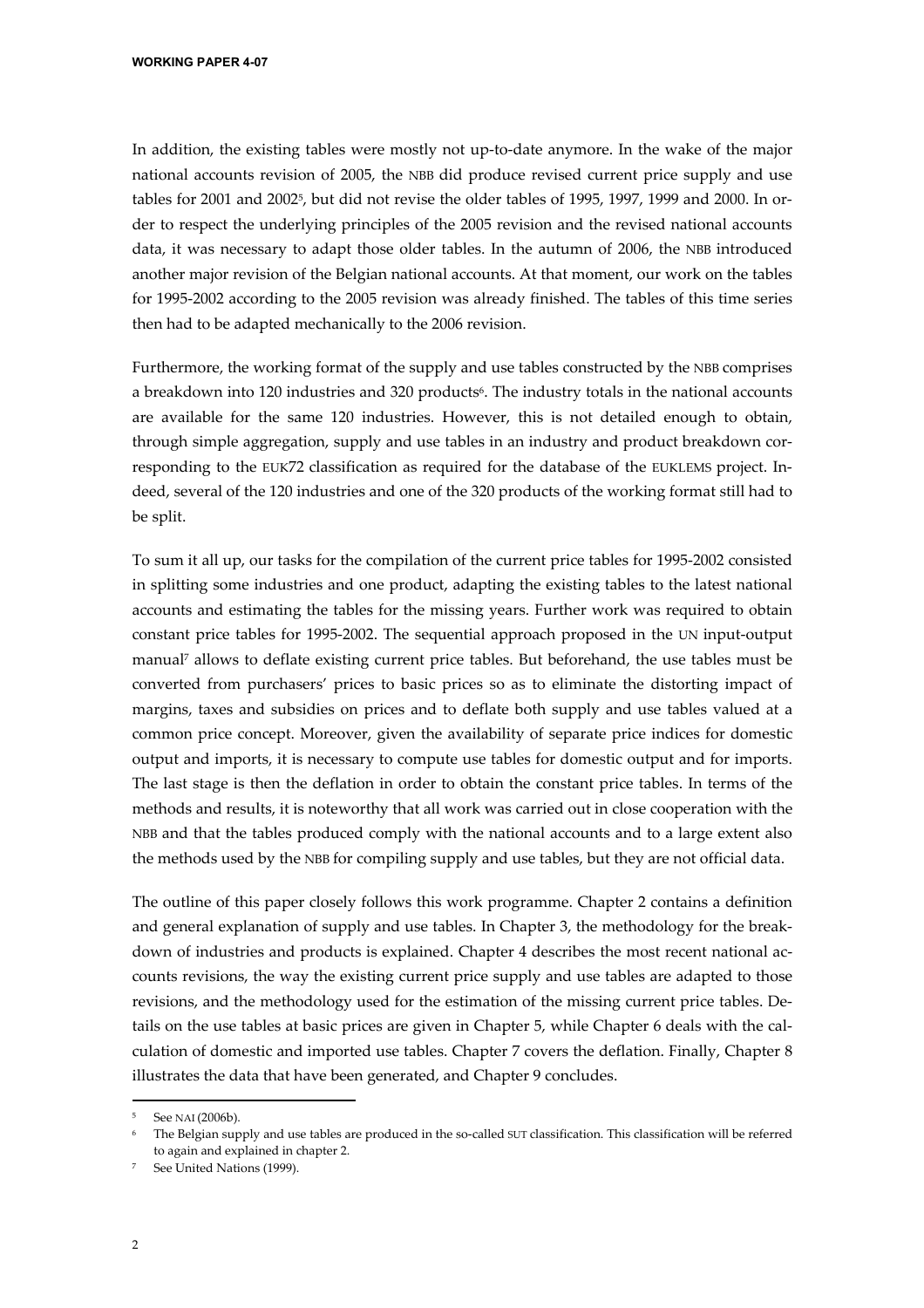In addition, the existing tables were mostly not up-to-date anymore. In the wake of the major national accounts revision of 2005, the NBB did produce revised current price supply and use tables for 2001 and 2002[5], but did not revise the older tables of 1995, 1997, 1999 and 2000. In order to respect the underlying principles of the 2005 revision and the revised national accounts data, it was necessary to adapt those older tables. In the autumn of 2006, the NBB introduced another major revision of the Belgian national accounts. At that moment, our work on the tables for 1995-2002 according to the 2005 revision was already finished. The tables of this time series then had to be adapted mechanically to the 2006 revision.

Furthermore, the working format of the supply and use tables constructed by the NBB comprises a breakdown into 120 industries and 320 products[6]. The industry totals in the national accounts are available for the same 120 industries. However, this is not detailed enough to obtain, through simple aggregation, supply and use tables in an industry and product breakdown corresponding to the EUK72 classification as required for the database of the EUKLEMS project. Indeed, several of the 120 industries and one of the 320 products of the working format still had to be split.

To sum it all up, our tasks for the compilation of the current price tables for 1995-2002 consisted in splitting some industries and one product, adapting the existing tables to the latest national accounts and estimating the tables for the missing years. Further work was required to obtain constant price tables for 1995-2002. The sequential approach proposed in the UN input-output manual[7] allows to deflate existing current price tables. But beforehand, the use tables must be converted from purchasers' prices to basic prices so as to eliminate the distorting impact of margins, taxes and subsidies on prices and to deflate both supply and use tables valued at a common price concept. Moreover, given the availability of separate price indices for domestic output and imports, it is necessary to compute use tables for domestic output and for imports. The last stage is then the deflation in order to obtain the constant price tables. In terms of the methods and results, it is noteworthy that all work was carried out in close cooperation with the NBB and that the tables produced comply with the national accounts and to a large extent also the methods used by the NBB for compiling supply and use tables, but they are not official data.

The outline of this paper closely follows this work programme. Chapter 2 contains a definition and general explanation of supply and use tables. In Chapter 3, the methodology for the breakdown of industries and products is explained. Chapter 4 describes the most recent national accounts revisions, the way the existing current price supply and use tables are adapted to those revisions, and the methodology used for the estimation of the missing current price tables. Details on the use tables at basic prices are given in Chapter 5, while Chapter 6 deals with the calculation of domestic and imported use tables. Chapter 7 covers the deflation. Finally, Chapter 8 illustrates the data that have been generated, and Chapter 9 concludes.

---

[5] See NAI (2006b).

[6] The Belgian supply and use tables are produced in the so-called SUT classification. This classification will be referred to again and explained in chapter 2.

[7] See United Nations (1999).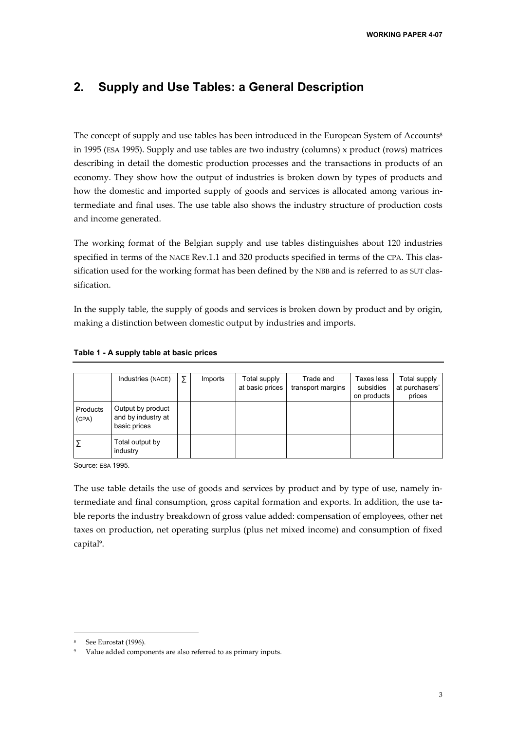## 2. Supply and Use Tables: a General Description

The concept of supply and use tables has been introduced in the European System of Accounts[8] in 1995 (ESA 1995). Supply and use tables are two industry (columns) x product (rows) matrices describing in detail the domestic production processes and the transactions in products of an economy. They show how the output of industries is broken down by types of products and how the domestic and imported supply of goods and services is allocated among various intermediate and final uses. The use table also shows the industry structure of production costs and income generated.

The working format of the Belgian supply and use tables distinguishes about 120 industries specified in terms of the NACE Rev.1.1 and 320 products specified in terms of the CPA. This classification used for the working format has been defined by the NBB and is referred to as SUT classification.

In the supply table, the supply of goods and services is broken down by product and by origin, making a distinction between domestic output by industries and imports.

**Table 1 - A supply table at basic prices**

| | Industries (NACE) | ∑ | Imports | Total supply at basic prices | Trade and transport margins | Taxes less subsidies on products | Total supply at purchasers' prices |
|---|---|---|---|---|---|---|---|
| Products (CPA) | Output by product and by industry at basic prices | | | | | | |
| ∑ | Total output by industry | | | | | | |

Source: ESA 1995.

The use table details the use of goods and services by product and by type of use, namely intermediate and final consumption, gross capital formation and exports. In addition, the use table reports the industry breakdown of gross value added: compensation of employees, other net taxes on production, net operating surplus (plus net mixed income) and consumption of fixed capital[9].

[8] See Eurostat (1996).

[9] Value added components are also referred to as primary inputs.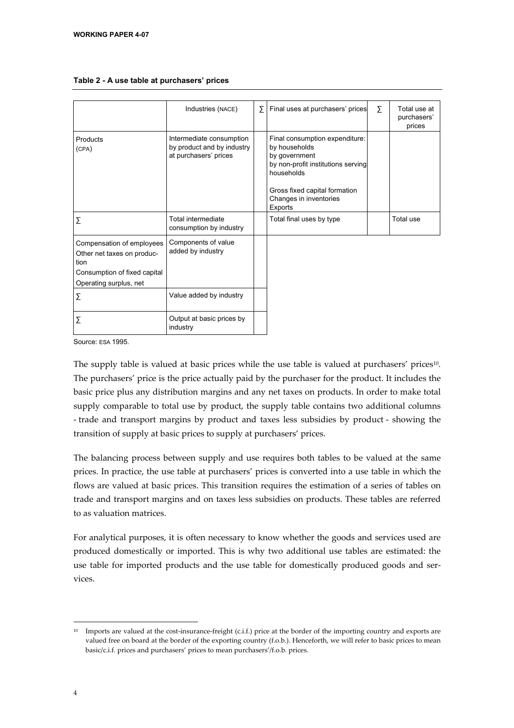**Table 2 - A use table at purchasers' prices**

| | Industries (NACE) | ∑ | Final uses at purchasers' prices | ∑ | Total use at purchasers' prices |
|---|---|---|---|---|---|
| Products (CPA) | Intermediate consumption by product and by industry at purchasers' prices | | Final consumption expenditure: by households by government by non-profit institutions serving households<br><br>Gross fixed capital formation Changes in inventories Exports | | |
| ∑ | Total intermediate consumption by industry | | Total final uses by type | | Total use |
| Compensation of employees Other net taxes on production Consumption of fixed capital Operating surplus, net | Components of value added by industry | | | | |
| ∑ | Value added by industry | | | | |
| ∑ | Output at basic prices by industry | | | | |

Source: ESA 1995.

The supply table is valued at basic prices while the use table is valued at purchasers' prices[10]. The purchasers' price is the price actually paid by the purchaser for the product. It includes the basic price plus any distribution margins and any net taxes on products. In order to make total supply comparable to total use by product, the supply table contains two additional columns - trade and transport margins by product and taxes less subsidies by product - showing the transition of supply at basic prices to supply at purchasers' prices.

The balancing process between supply and use requires both tables to be valued at the same prices. In practice, the use table at purchasers' prices is converted into a use table in which the flows are valued at basic prices. This transition requires the estimation of a series of tables on trade and transport margins and on taxes less subsidies on products. These tables are referred to as valuation matrices.

For analytical purposes, it is often necessary to know whether the goods and services used are produced domestically or imported. This is why two additional use tables are estimated: the use table for imported products and the use table for domestically produced goods and services.

[10] Imports are valued at the cost-insurance-freight (c.i.f.) price at the border of the importing country and exports are valued free on board at the border of the exporting country (f.o.b.). Henceforth, we will refer to basic prices to mean basic/c.i.f. prices and purchasers' prices to mean purchasers'/f.o.b. prices.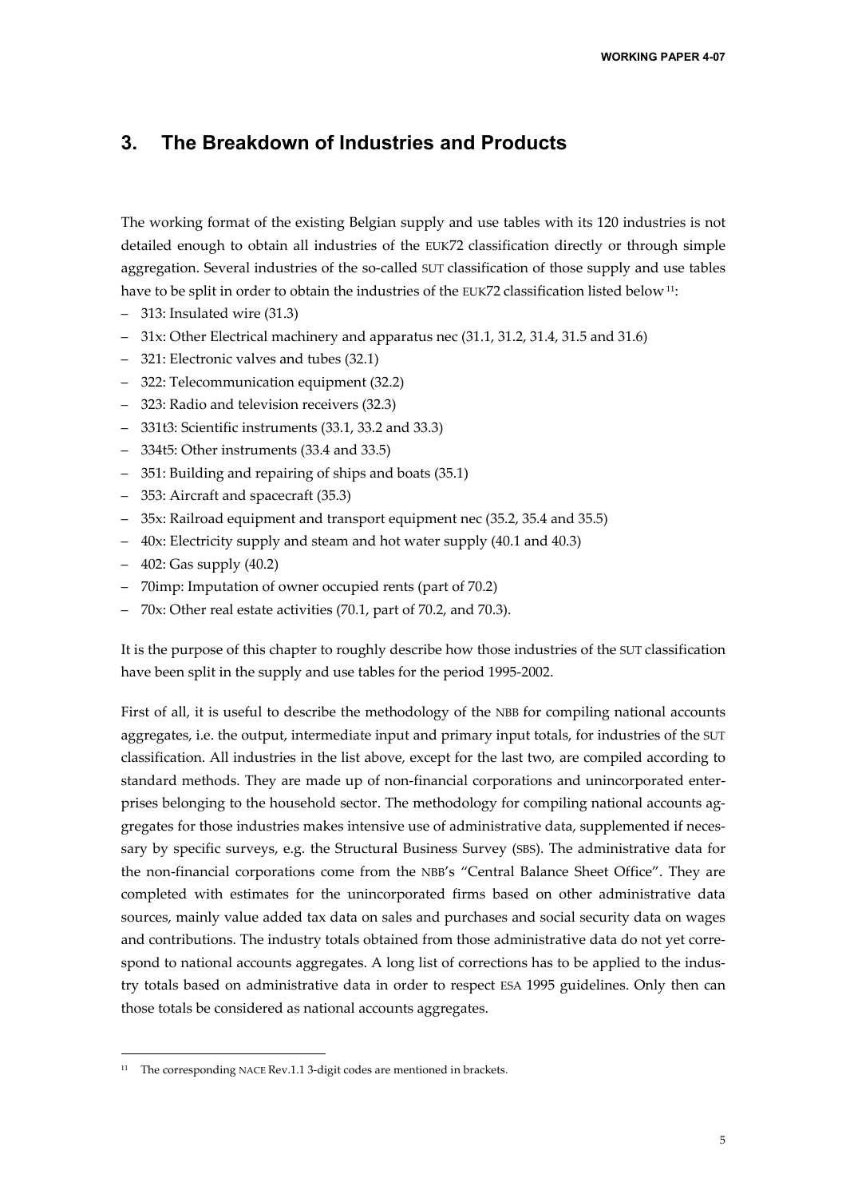## 3. The Breakdown of Industries and Products

The working format of the existing Belgian supply and use tables with its 120 industries is not detailed enough to obtain all industries of the EUK72 classification directly or through simple aggregation. Several industries of the so-called SUT classification of those supply and use tables have to be split in order to obtain the industries of the EUK72 classification listed below [11]:

– 313: Insulated wire (31.3)
– 31x: Other Electrical machinery and apparatus nec (31.1, 31.2, 31.4, 31.5 and 31.6)
– 321: Electronic valves and tubes (32.1)
– 322: Telecommunication equipment (32.2)
– 323: Radio and television receivers (32.3)
– 331t3: Scientific instruments (33.1, 33.2 and 33.3)
– 334t5: Other instruments (33.4 and 33.5)
– 351: Building and repairing of ships and boats (35.1)
– 353: Aircraft and spacecraft (35.3)
– 35x: Railroad equipment and transport equipment nec (35.2, 35.4 and 35.5)
– 40x: Electricity supply and steam and hot water supply (40.1 and 40.3)
– 402: Gas supply (40.2)
– 70imp: Imputation of owner occupied rents (part of 70.2)
– 70x: Other real estate activities (70.1, part of 70.2, and 70.3).

It is the purpose of this chapter to roughly describe how those industries of the SUT classification have been split in the supply and use tables for the period 1995-2002.

First of all, it is useful to describe the methodology of the NBB for compiling national accounts aggregates, i.e. the output, intermediate input and primary input totals, for industries of the SUT classification. All industries in the list above, except for the last two, are compiled according to standard methods. They are made up of non-financial corporations and unincorporated enterprises belonging to the household sector. The methodology for compiling national accounts aggregates for those industries makes intensive use of administrative data, supplemented if necessary by specific surveys, e.g. the Structural Business Survey (SBS). The administrative data for the non-financial corporations come from the NBB's "Central Balance Sheet Office". They are completed with estimates for the unincorporated firms based on other administrative data sources, mainly value added tax data on sales and purchases and social security data on wages and contributions. The industry totals obtained from those administrative data do not yet correspond to national accounts aggregates. A long list of corrections has to be applied to the industry totals based on administrative data in order to respect ESA 1995 guidelines. Only then can those totals be considered as national accounts aggregates.

---

[11] The corresponding NACE Rev.1.1 3-digit codes are mentioned in brackets.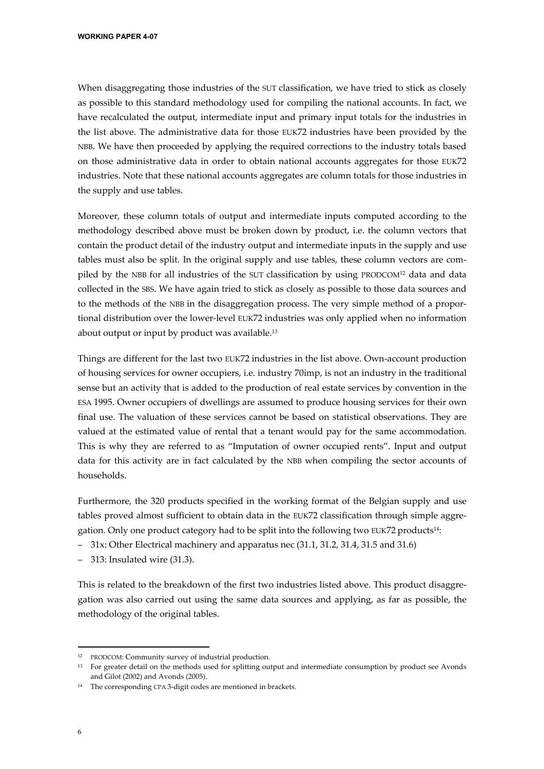When disaggregating those industries of the SUT classification, we have tried to stick as closely as possible to this standard methodology used for compiling the national accounts. In fact, we have recalculated the output, intermediate input and primary input totals for the industries in the list above. The administrative data for those EUK72 industries have been provided by the NBB. We have then proceeded by applying the required corrections to the industry totals based on those administrative data in order to obtain national accounts aggregates for those EUK72 industries. Note that these national accounts aggregates are column totals for those industries in the supply and use tables.

Moreover, these column totals of output and intermediate inputs computed according to the methodology described above must be broken down by product, i.e. the column vectors that contain the product detail of the industry output and intermediate inputs in the supply and use tables must also be split. In the original supply and use tables, these column vectors are compiled by the NBB for all industries of the SUT classification by using PRODCOM[12] data and data collected in the SBS. We have again tried to stick as closely as possible to those data sources and to the methods of the NBB in the disaggregation process. The very simple method of a proportional distribution over the lower-level EUK72 industries was only applied when no information about output or input by product was available.[13]

Things are different for the last two EUK72 industries in the list above. Own-account production of housing services for owner occupiers, i.e. industry 70imp, is not an industry in the traditional sense but an activity that is added to the production of real estate services by convention in the ESA 1995. Owner occupiers of dwellings are assumed to produce housing services for their own final use. The valuation of these services cannot be based on statistical observations. They are valued at the estimated value of rental that a tenant would pay for the same accommodation. This is why they are referred to as "Imputation of owner occupied rents". Input and output data for this activity are in fact calculated by the NBB when compiling the sector accounts of households.

Furthermore, the 320 products specified in the working format of the Belgian supply and use tables proved almost sufficient to obtain data in the EUK72 classification through simple aggregation. Only one product category had to be split into the following two EUK72 products[14]:

– 31x: Other Electrical machinery and apparatus nec (31.1, 31.2, 31.4, 31.5 and 31.6)
– 313: Insulated wire (31.3).

This is related to the breakdown of the first two industries listed above. This product disaggregation was also carried out using the same data sources and applying, as far as possible, the methodology of the original tables.

---

[12] PRODCOM: Community survey of industrial production.

[13] For greater detail on the methods used for splitting output and intermediate consumption by product see Avonds and Gilot (2002) and Avonds (2005).

[14] The corresponding CPA 3-digit codes are mentioned in brackets.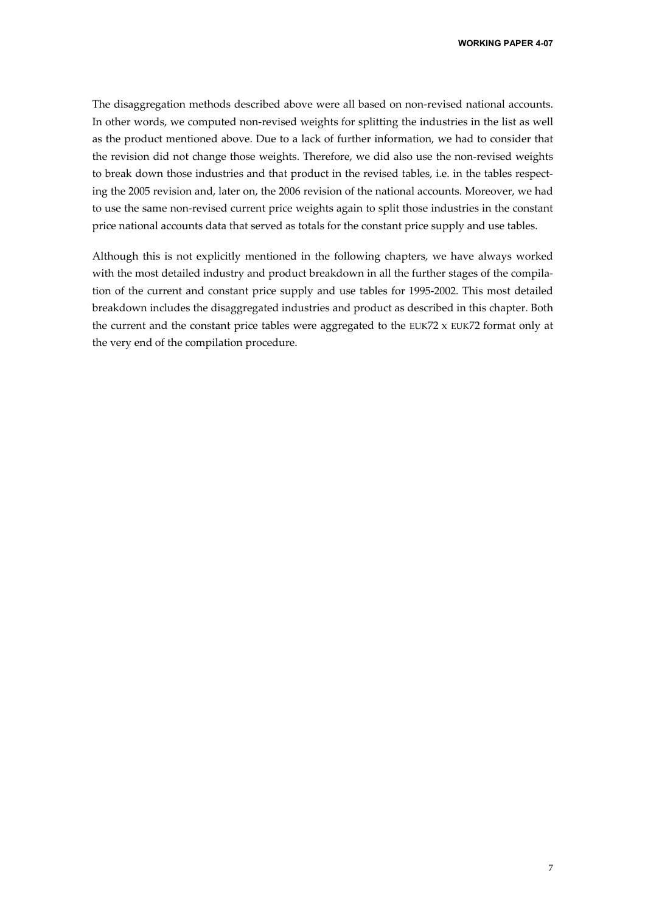The disaggregation methods described above were all based on non-revised national accounts. In other words, we computed non-revised weights for splitting the industries in the list as well as the product mentioned above. Due to a lack of further information, we had to consider that the revision did not change those weights. Therefore, we did also use the non-revised weights to break down those industries and that product in the revised tables, i.e. in the tables respecting the 2005 revision and, later on, the 2006 revision of the national accounts. Moreover, we had to use the same non-revised current price weights again to split those industries in the constant price national accounts data that served as totals for the constant price supply and use tables.

Although this is not explicitly mentioned in the following chapters, we have always worked with the most detailed industry and product breakdown in all the further stages of the compilation of the current and constant price supply and use tables for 1995-2002. This most detailed breakdown includes the disaggregated industries and product as described in this chapter. Both the current and the constant price tables were aggregated to the EUK72 x EUK72 format only at the very end of the compilation procedure.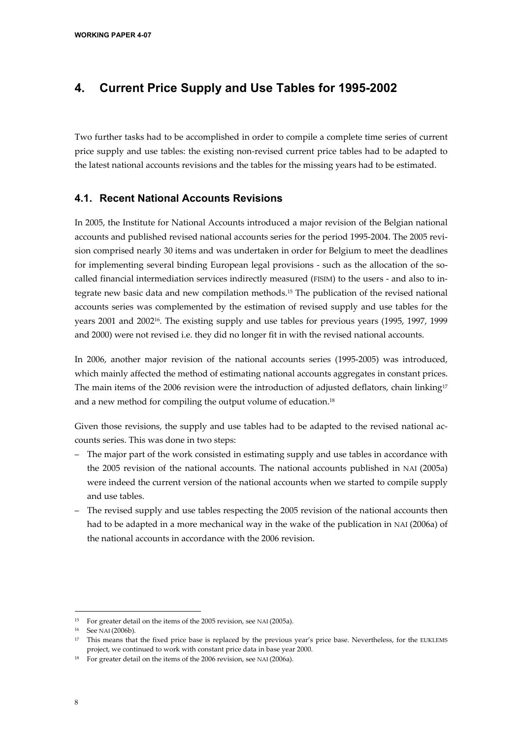# 4. Current Price Supply and Use Tables for 1995-2002

Two further tasks had to be accomplished in order to compile a complete time series of current price supply and use tables: the existing non-revised current price tables had to be adapted to the latest national accounts revisions and the tables for the missing years had to be estimated.

## 4.1. Recent National Accounts Revisions

In 2005, the Institute for National Accounts introduced a major revision of the Belgian national accounts and published revised national accounts series for the period 1995-2004. The 2005 revision comprised nearly 30 items and was undertaken in order for Belgium to meet the deadlines for implementing several binding European legal provisions - such as the allocation of the so-called financial intermediation services indirectly measured (FISIM) to the users - and also to integrate new basic data and new compilation methods.[15] The publication of the revised national accounts series was complemented by the estimation of revised supply and use tables for the years 2001 and 2002[16]. The existing supply and use tables for previous years (1995, 1997, 1999 and 2000) were not revised i.e. they did no longer fit in with the revised national accounts.

In 2006, another major revision of the national accounts series (1995-2005) was introduced, which mainly affected the method of estimating national accounts aggregates in constant prices. The main items of the 2006 revision were the introduction of adjusted deflators, chain linking[17] and a new method for compiling the output volume of education.[18]

Given those revisions, the supply and use tables had to be adapted to the revised national accounts series. This was done in two steps:

- The major part of the work consisted in estimating supply and use tables in accordance with the 2005 revision of the national accounts. The national accounts published in NAI (2005a) were indeed the current version of the national accounts when we started to compile supply and use tables.
- The revised supply and use tables respecting the 2005 revision of the national accounts then had to be adapted in a more mechanical way in the wake of the publication in NAI (2006a) of the national accounts in accordance with the 2006 revision.

---

[15] For greater detail on the items of the 2005 revision, see NAI (2005a).

[16] See NAI (2006b).

[17] This means that the fixed price base is replaced by the previous year's price base. Nevertheless, for the EUKLEMS project, we continued to work with constant price data in base year 2000.

[18] For greater detail on the items of the 2006 revision, see NAI (2006a).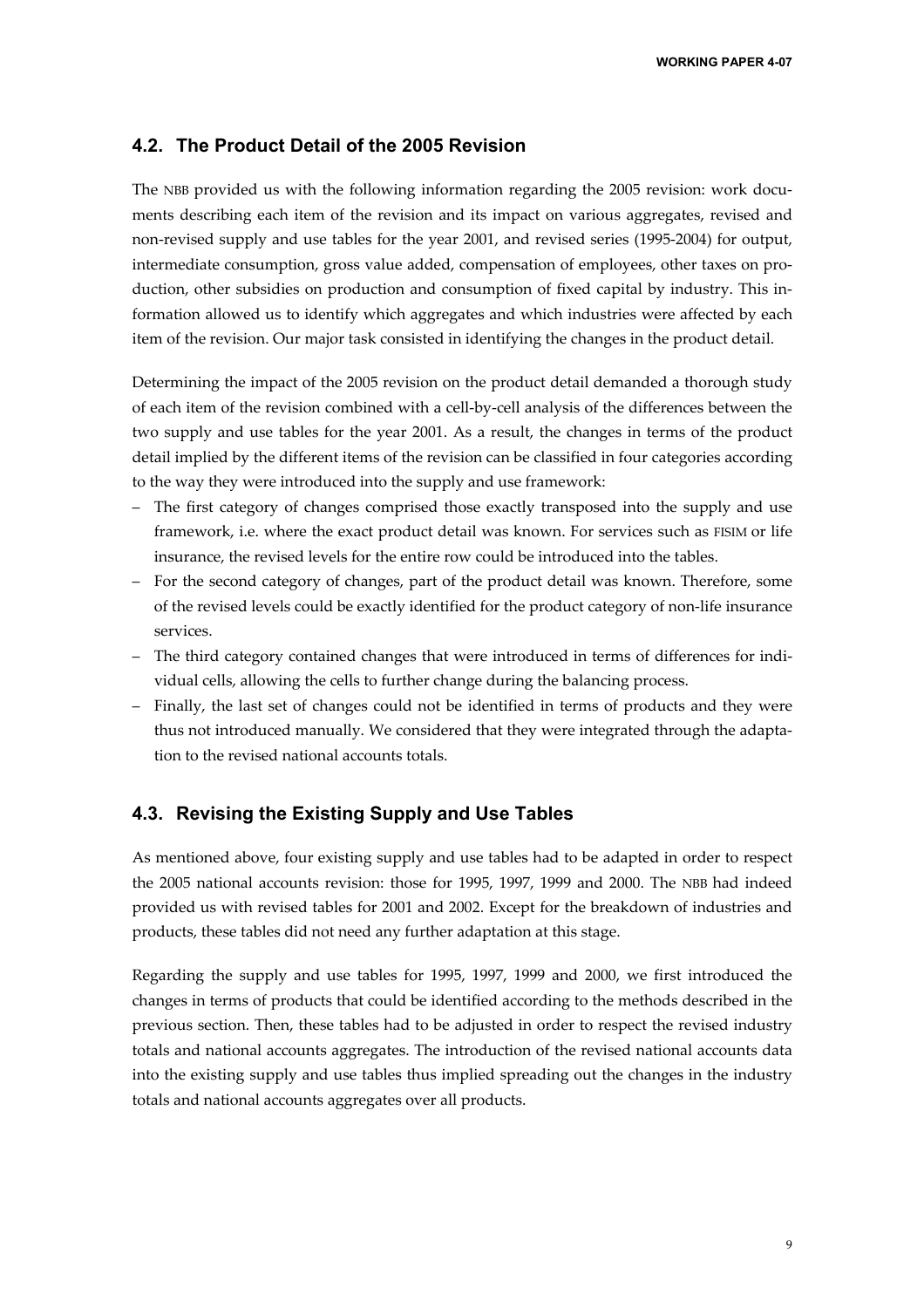## 4.2. The Product Detail of the 2005 Revision

The NBB provided us with the following information regarding the 2005 revision: work documents describing each item of the revision and its impact on various aggregates, revised and non-revised supply and use tables for the year 2001, and revised series (1995-2004) for output, intermediate consumption, gross value added, compensation of employees, other taxes on production, other subsidies on production and consumption of fixed capital by industry. This information allowed us to identify which aggregates and which industries were affected by each item of the revision. Our major task consisted in identifying the changes in the product detail.

Determining the impact of the 2005 revision on the product detail demanded a thorough study of each item of the revision combined with a cell-by-cell analysis of the differences between the two supply and use tables for the year 2001. As a result, the changes in terms of the product detail implied by the different items of the revision can be classified in four categories according to the way they were introduced into the supply and use framework:

- The first category of changes comprised those exactly transposed into the supply and use framework, i.e. where the exact product detail was known. For services such as FISIM or life insurance, the revised levels for the entire row could be introduced into the tables.
- For the second category of changes, part of the product detail was known. Therefore, some of the revised levels could be exactly identified for the product category of non-life insurance services.
- The third category contained changes that were introduced in terms of differences for individual cells, allowing the cells to further change during the balancing process.
- Finally, the last set of changes could not be identified in terms of products and they were thus not introduced manually. We considered that they were integrated through the adaptation to the revised national accounts totals.

## 4.3. Revising the Existing Supply and Use Tables

As mentioned above, four existing supply and use tables had to be adapted in order to respect the 2005 national accounts revision: those for 1995, 1997, 1999 and 2000. The NBB had indeed provided us with revised tables for 2001 and 2002. Except for the breakdown of industries and products, these tables did not need any further adaptation at this stage.

Regarding the supply and use tables for 1995, 1997, 1999 and 2000, we first introduced the changes in terms of products that could be identified according to the methods described in the previous section. Then, these tables had to be adjusted in order to respect the revised industry totals and national accounts aggregates. The introduction of the revised national accounts data into the existing supply and use tables thus implied spreading out the changes in the industry totals and national accounts aggregates over all products.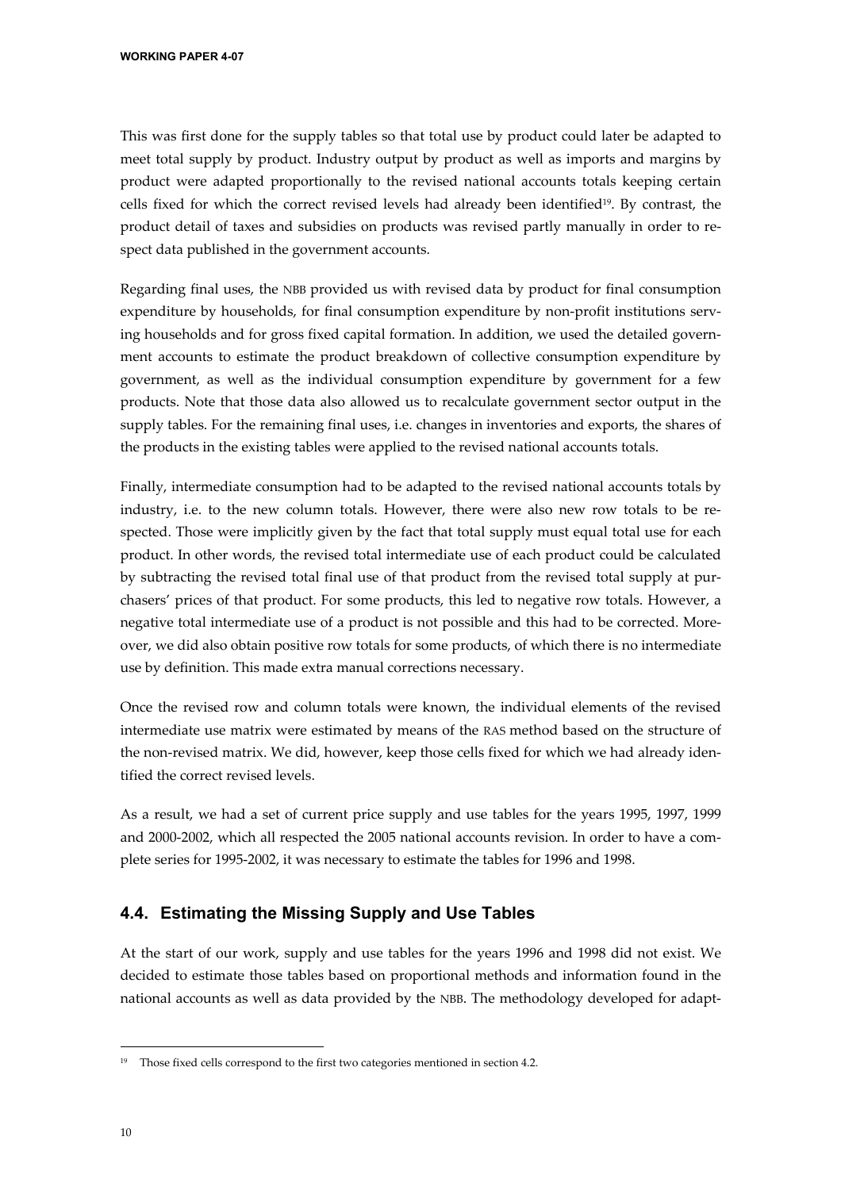This was first done for the supply tables so that total use by product could later be adapted to meet total supply by product. Industry output by product as well as imports and margins by product were adapted proportionally to the revised national accounts totals keeping certain cells fixed for which the correct revised levels had already been identified[19]. By contrast, the product detail of taxes and subsidies on products was revised partly manually in order to respect data published in the government accounts.

Regarding final uses, the NBB provided us with revised data by product for final consumption expenditure by households, for final consumption expenditure by non-profit institutions serving households and for gross fixed capital formation. In addition, we used the detailed government accounts to estimate the product breakdown of collective consumption expenditure by government, as well as the individual consumption expenditure by government for a few products. Note that those data also allowed us to recalculate government sector output in the supply tables. For the remaining final uses, i.e. changes in inventories and exports, the shares of the products in the existing tables were applied to the revised national accounts totals.

Finally, intermediate consumption had to be adapted to the revised national accounts totals by industry, i.e. to the new column totals. However, there were also new row totals to be respected. Those were implicitly given by the fact that total supply must equal total use for each product. In other words, the revised total intermediate use of each product could be calculated by subtracting the revised total final use of that product from the revised total supply at purchasers' prices of that product. For some products, this led to negative row totals. However, a negative total intermediate use of a product is not possible and this had to be corrected. Moreover, we did also obtain positive row totals for some products, of which there is no intermediate use by definition. This made extra manual corrections necessary.

Once the revised row and column totals were known, the individual elements of the revised intermediate use matrix were estimated by means of the RAS method based on the structure of the non-revised matrix. We did, however, keep those cells fixed for which we had already identified the correct revised levels.

As a result, we had a set of current price supply and use tables for the years 1995, 1997, 1999 and 2000-2002, which all respected the 2005 national accounts revision. In order to have a complete series for 1995-2002, it was necessary to estimate the tables for 1996 and 1998.

## 4.4. Estimating the Missing Supply and Use Tables

At the start of our work, supply and use tables for the years 1996 and 1998 did not exist. We decided to estimate those tables based on proportional methods and information found in the national accounts as well as data provided by the NBB. The methodology developed for adapt-

---

[19] Those fixed cells correspond to the first two categories mentioned in section 4.2.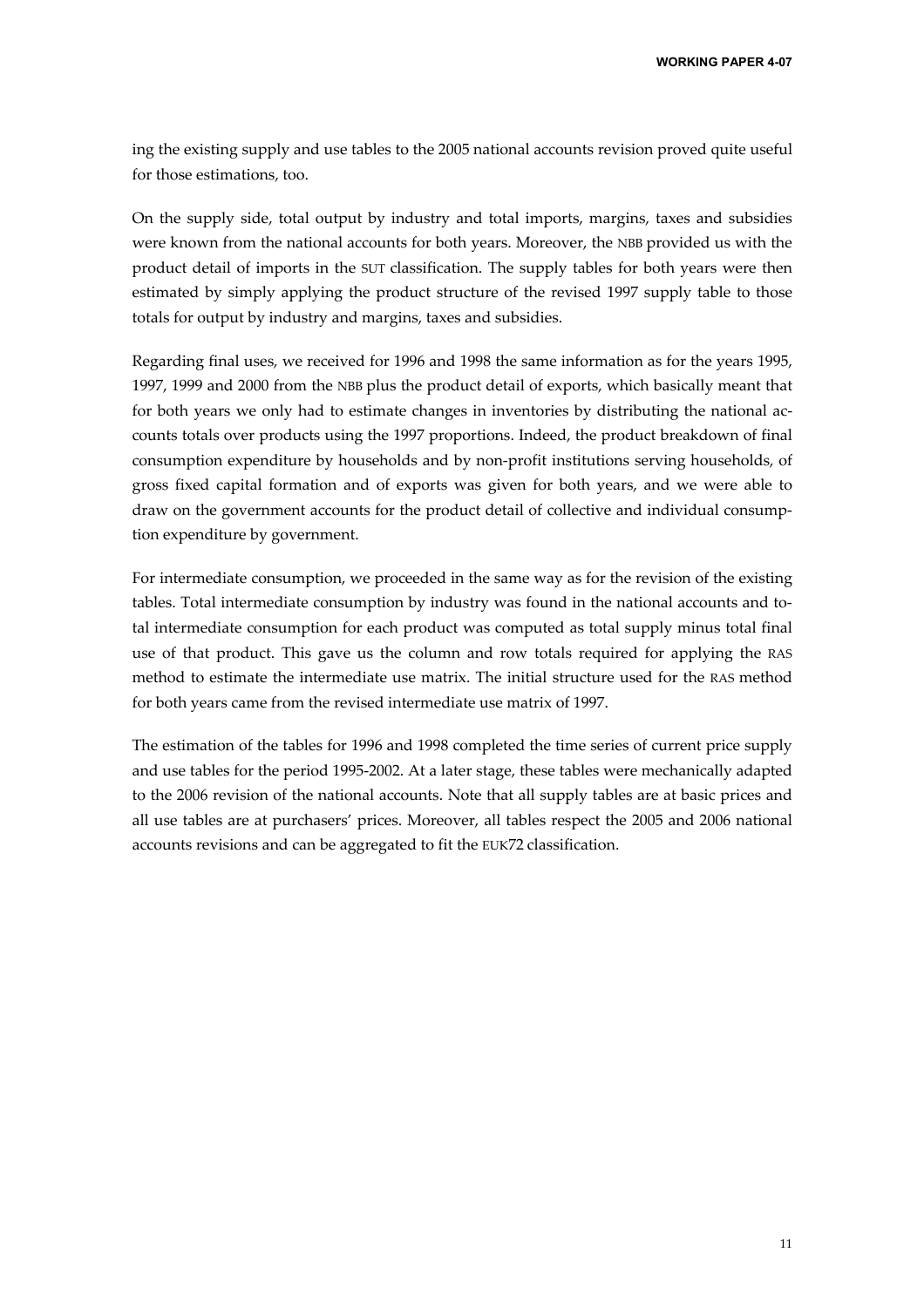ing the existing supply and use tables to the 2005 national accounts revision proved quite useful for those estimations, too.

On the supply side, total output by industry and total imports, margins, taxes and subsidies were known from the national accounts for both years. Moreover, the NBB provided us with the product detail of imports in the SUT classification. The supply tables for both years were then estimated by simply applying the product structure of the revised 1997 supply table to those totals for output by industry and margins, taxes and subsidies.

Regarding final uses, we received for 1996 and 1998 the same information as for the years 1995, 1997, 1999 and 2000 from the NBB plus the product detail of exports, which basically meant that for both years we only had to estimate changes in inventories by distributing the national accounts totals over products using the 1997 proportions. Indeed, the product breakdown of final consumption expenditure by households and by non-profit institutions serving households, of gross fixed capital formation and of exports was given for both years, and we were able to draw on the government accounts for the product detail of collective and individual consumption expenditure by government.

For intermediate consumption, we proceeded in the same way as for the revision of the existing tables. Total intermediate consumption by industry was found in the national accounts and total intermediate consumption for each product was computed as total supply minus total final use of that product. This gave us the column and row totals required for applying the RAS method to estimate the intermediate use matrix. The initial structure used for the RAS method for both years came from the revised intermediate use matrix of 1997.

The estimation of the tables for 1996 and 1998 completed the time series of current price supply and use tables for the period 1995-2002. At a later stage, these tables were mechanically adapted to the 2006 revision of the national accounts. Note that all supply tables are at basic prices and all use tables are at purchasers' prices. Moreover, all tables respect the 2005 and 2006 national accounts revisions and can be aggregated to fit the EUK72 classification.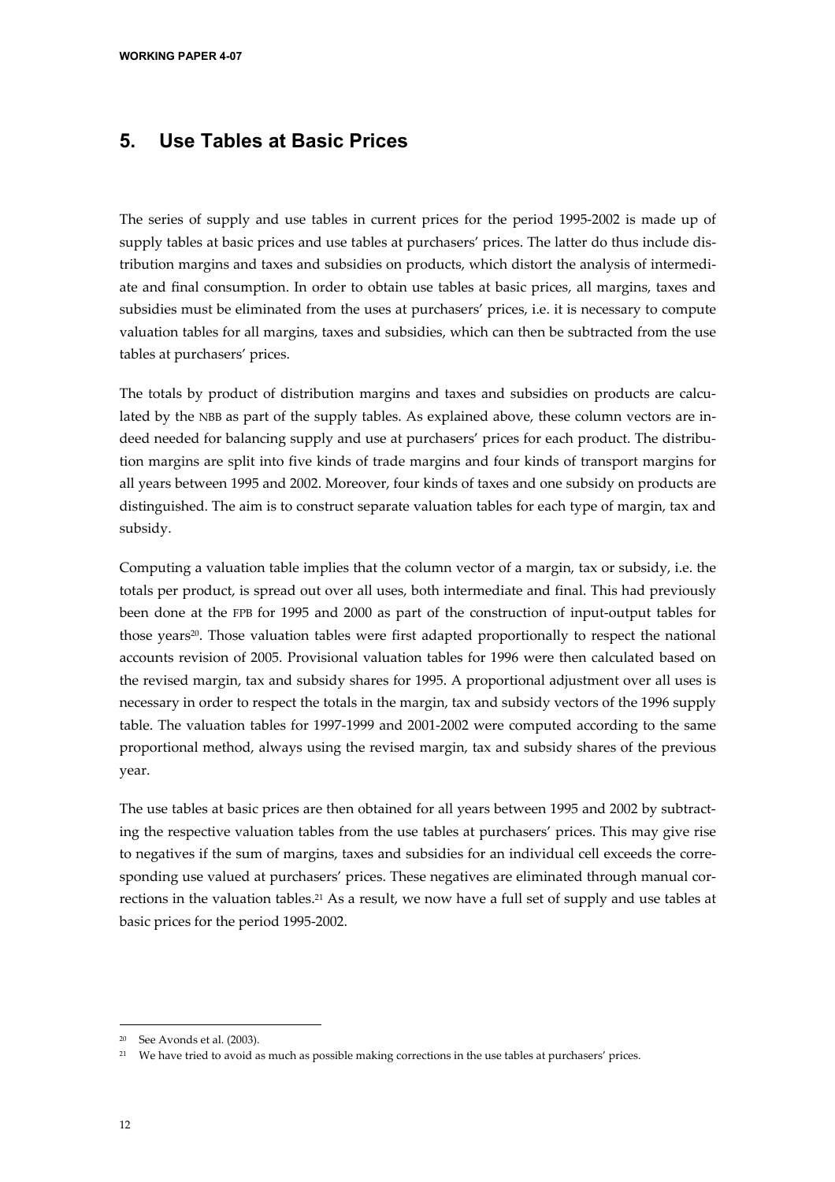## 5. Use Tables at Basic Prices

The series of supply and use tables in current prices for the period 1995-2002 is made up of supply tables at basic prices and use tables at purchasers' prices. The latter do thus include distribution margins and taxes and subsidies on products, which distort the analysis of intermediate and final consumption. In order to obtain use tables at basic prices, all margins, taxes and subsidies must be eliminated from the uses at purchasers' prices, i.e. it is necessary to compute valuation tables for all margins, taxes and subsidies, which can then be subtracted from the use tables at purchasers' prices.

The totals by product of distribution margins and taxes and subsidies on products are calculated by the NBB as part of the supply tables. As explained above, these column vectors are indeed needed for balancing supply and use at purchasers' prices for each product. The distribution margins are split into five kinds of trade margins and four kinds of transport margins for all years between 1995 and 2002. Moreover, four kinds of taxes and one subsidy on products are distinguished. The aim is to construct separate valuation tables for each type of margin, tax and subsidy.

Computing a valuation table implies that the column vector of a margin, tax or subsidy, i.e. the totals per product, is spread out over all uses, both intermediate and final. This had previously been done at the FPB for 1995 and 2000 as part of the construction of input-output tables for those years[20]. Those valuation tables were first adapted proportionally to respect the national accounts revision of 2005. Provisional valuation tables for 1996 were then calculated based on the revised margin, tax and subsidy shares for 1995. A proportional adjustment over all uses is necessary in order to respect the totals in the margin, tax and subsidy vectors of the 1996 supply table. The valuation tables for 1997-1999 and 2001-2002 were computed according to the same proportional method, always using the revised margin, tax and subsidy shares of the previous year.

The use tables at basic prices are then obtained for all years between 1995 and 2002 by subtracting the respective valuation tables from the use tables at purchasers' prices. This may give rise to negatives if the sum of margins, taxes and subsidies for an individual cell exceeds the corresponding use valued at purchasers' prices. These negatives are eliminated through manual corrections in the valuation tables.[21] As a result, we now have a full set of supply and use tables at basic prices for the period 1995-2002.

---

[20] See Avonds et al. (2003).

[21] We have tried to avoid as much as possible making corrections in the use tables at purchasers' prices.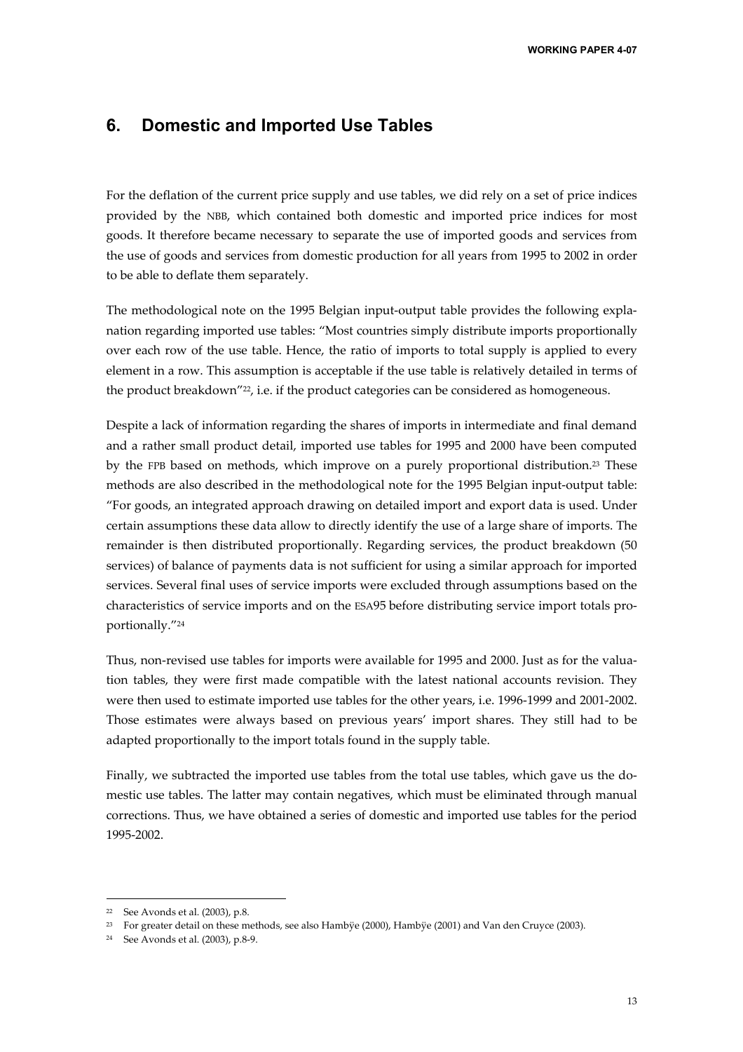## 6. Domestic and Imported Use Tables

For the deflation of the current price supply and use tables, we did rely on a set of price indices provided by the NBB, which contained both domestic and imported price indices for most goods. It therefore became necessary to separate the use of imported goods and services from the use of goods and services from domestic production for all years from 1995 to 2002 in order to be able to deflate them separately.

The methodological note on the 1995 Belgian input-output table provides the following explanation regarding imported use tables: "Most countries simply distribute imports proportionally over each row of the use table. Hence, the ratio of imports to total supply is applied to every element in a row. This assumption is acceptable if the use table is relatively detailed in terms of the product breakdown"[22], i.e. if the product categories can be considered as homogeneous.

Despite a lack of information regarding the shares of imports in intermediate and final demand and a rather small product detail, imported use tables for 1995 and 2000 have been computed by the FPB based on methods, which improve on a purely proportional distribution.[23] These methods are also described in the methodological note for the 1995 Belgian input-output table: "For goods, an integrated approach drawing on detailed import and export data is used. Under certain assumptions these data allow to directly identify the use of a large share of imports. The remainder is then distributed proportionally. Regarding services, the product breakdown (50 services) of balance of payments data is not sufficient for using a similar approach for imported services. Several final uses of service imports were excluded through assumptions based on the characteristics of service imports and on the ESA95 before distributing service import totals proportionally."[24]

Thus, non-revised use tables for imports were available for 1995 and 2000. Just as for the valuation tables, they were first made compatible with the latest national accounts revision. They were then used to estimate imported use tables for the other years, i.e. 1996-1999 and 2001-2002. Those estimates were always based on previous years' import shares. They still had to be adapted proportionally to the import totals found in the supply table.

Finally, we subtracted the imported use tables from the total use tables, which gave us the domestic use tables. The latter may contain negatives, which must be eliminated through manual corrections. Thus, we have obtained a series of domestic and imported use tables for the period 1995-2002.

---

[22] See Avonds et al. (2003), p.8.

[23] For greater detail on these methods, see also Hambÿe (2000), Hambÿe (2001) and Van den Cruyce (2003).

[24] See Avonds et al. (2003), p.8-9.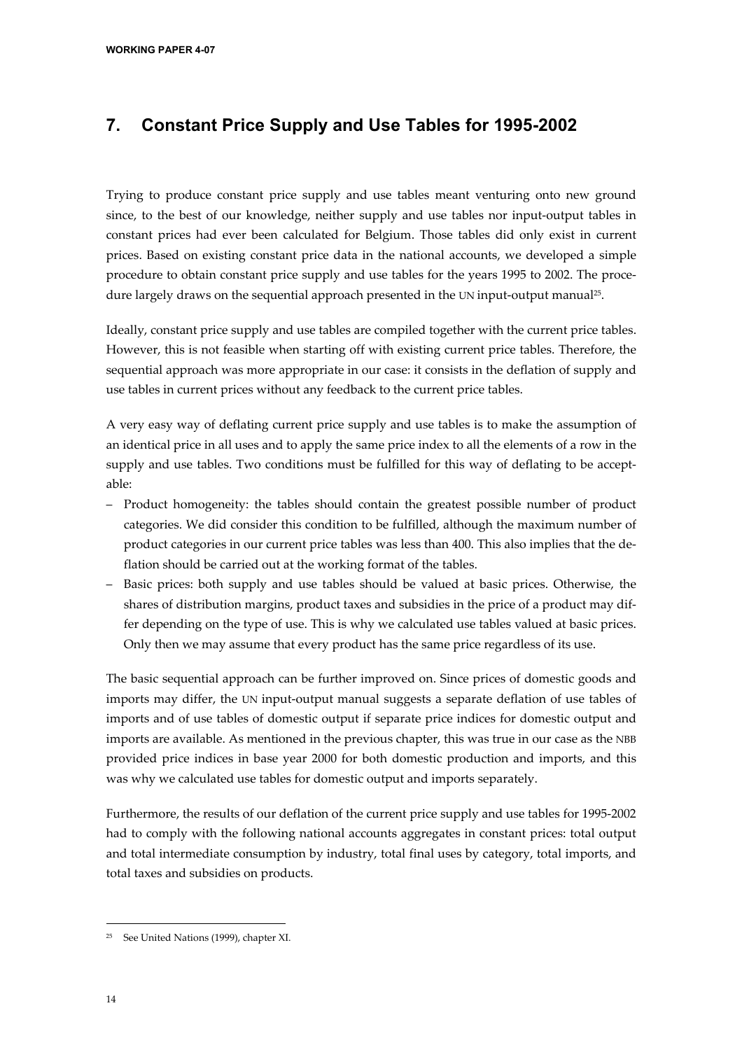## 7. Constant Price Supply and Use Tables for 1995-2002

Trying to produce constant price supply and use tables meant venturing onto new ground since, to the best of our knowledge, neither supply and use tables nor input-output tables in constant prices had ever been calculated for Belgium. Those tables did only exist in current prices. Based on existing constant price data in the national accounts, we developed a simple procedure to obtain constant price supply and use tables for the years 1995 to 2002. The procedure largely draws on the sequential approach presented in the UN input-output manual[25].

Ideally, constant price supply and use tables are compiled together with the current price tables. However, this is not feasible when starting off with existing current price tables. Therefore, the sequential approach was more appropriate in our case: it consists in the deflation of supply and use tables in current prices without any feedback to the current price tables.

A very easy way of deflating current price supply and use tables is to make the assumption of an identical price in all uses and to apply the same price index to all the elements of a row in the supply and use tables. Two conditions must be fulfilled for this way of deflating to be acceptable:

- Product homogeneity: the tables should contain the greatest possible number of product categories. We did consider this condition to be fulfilled, although the maximum number of product categories in our current price tables was less than 400. This also implies that the deflation should be carried out at the working format of the tables.
- Basic prices: both supply and use tables should be valued at basic prices. Otherwise, the shares of distribution margins, product taxes and subsidies in the price of a product may differ depending on the type of use. This is why we calculated use tables valued at basic prices. Only then we may assume that every product has the same price regardless of its use.

The basic sequential approach can be further improved on. Since prices of domestic goods and imports may differ, the UN input-output manual suggests a separate deflation of use tables of imports and of use tables of domestic output if separate price indices for domestic output and imports are available. As mentioned in the previous chapter, this was true in our case as the NBB provided price indices in base year 2000 for both domestic production and imports, and this was why we calculated use tables for domestic output and imports separately.

Furthermore, the results of our deflation of the current price supply and use tables for 1995-2002 had to comply with the following national accounts aggregates in constant prices: total output and total intermediate consumption by industry, total final uses by category, total imports, and total taxes and subsidies on products.

---

[25] See United Nations (1999), chapter XI.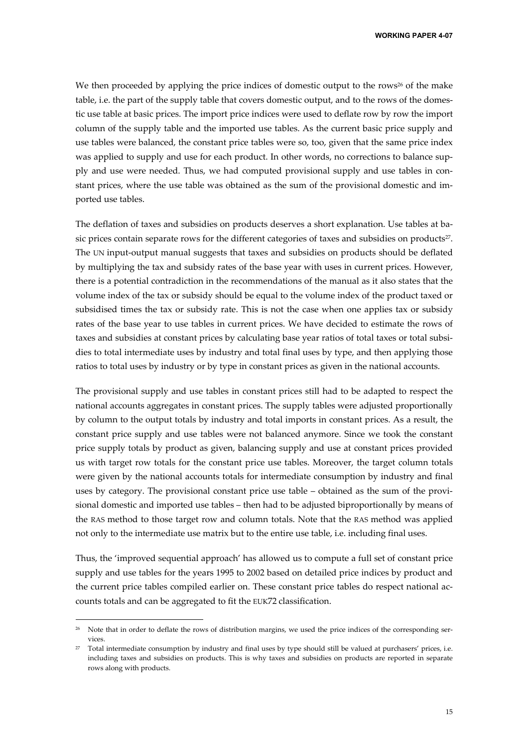We then proceeded by applying the price indices of domestic output to the rows[26] of the make table, i.e. the part of the supply table that covers domestic output, and to the rows of the domestic use table at basic prices. The import price indices were used to deflate row by row the import column of the supply table and the imported use tables. As the current basic price supply and use tables were balanced, the constant price tables were so, too, given that the same price index was applied to supply and use for each product. In other words, no corrections to balance supply and use were needed. Thus, we had computed provisional supply and use tables in constant prices, where the use table was obtained as the sum of the provisional domestic and imported use tables.

The deflation of taxes and subsidies on products deserves a short explanation. Use tables at basic prices contain separate rows for the different categories of taxes and subsidies on products[27]. The UN input-output manual suggests that taxes and subsidies on products should be deflated by multiplying the tax and subsidy rates of the base year with uses in current prices. However, there is a potential contradiction in the recommendations of the manual as it also states that the volume index of the tax or subsidy should be equal to the volume index of the product taxed or subsidised times the tax or subsidy rate. This is not the case when one applies tax or subsidy rates of the base year to use tables in current prices. We have decided to estimate the rows of taxes and subsidies at constant prices by calculating base year ratios of total taxes or total subsidies to total intermediate uses by industry and total final uses by type, and then applying those ratios to total uses by industry or by type in constant prices as given in the national accounts.

The provisional supply and use tables in constant prices still had to be adapted to respect the national accounts aggregates in constant prices. The supply tables were adjusted proportionally by column to the output totals by industry and total imports in constant prices. As a result, the constant price supply and use tables were not balanced anymore. Since we took the constant price supply totals by product as given, balancing supply and use at constant prices provided us with target row totals for the constant price use tables. Moreover, the target column totals were given by the national accounts totals for intermediate consumption by industry and final uses by category. The provisional constant price use table – obtained as the sum of the provisional domestic and imported use tables – then had to be adjusted biproportionally by means of the RAS method to those target row and column totals. Note that the RAS method was applied not only to the intermediate use matrix but to the entire use table, i.e. including final uses.

Thus, the 'improved sequential approach' has allowed us to compute a full set of constant price supply and use tables for the years 1995 to 2002 based on detailed price indices by product and the current price tables compiled earlier on. These constant price tables do respect national accounts totals and can be aggregated to fit the EUK72 classification.

[26] Note that in order to deflate the rows of distribution margins, we used the price indices of the corresponding services.

[27] Total intermediate consumption by industry and final uses by type should still be valued at purchasers' prices, i.e. including taxes and subsidies on products. This is why taxes and subsidies on products are reported in separate rows along with products.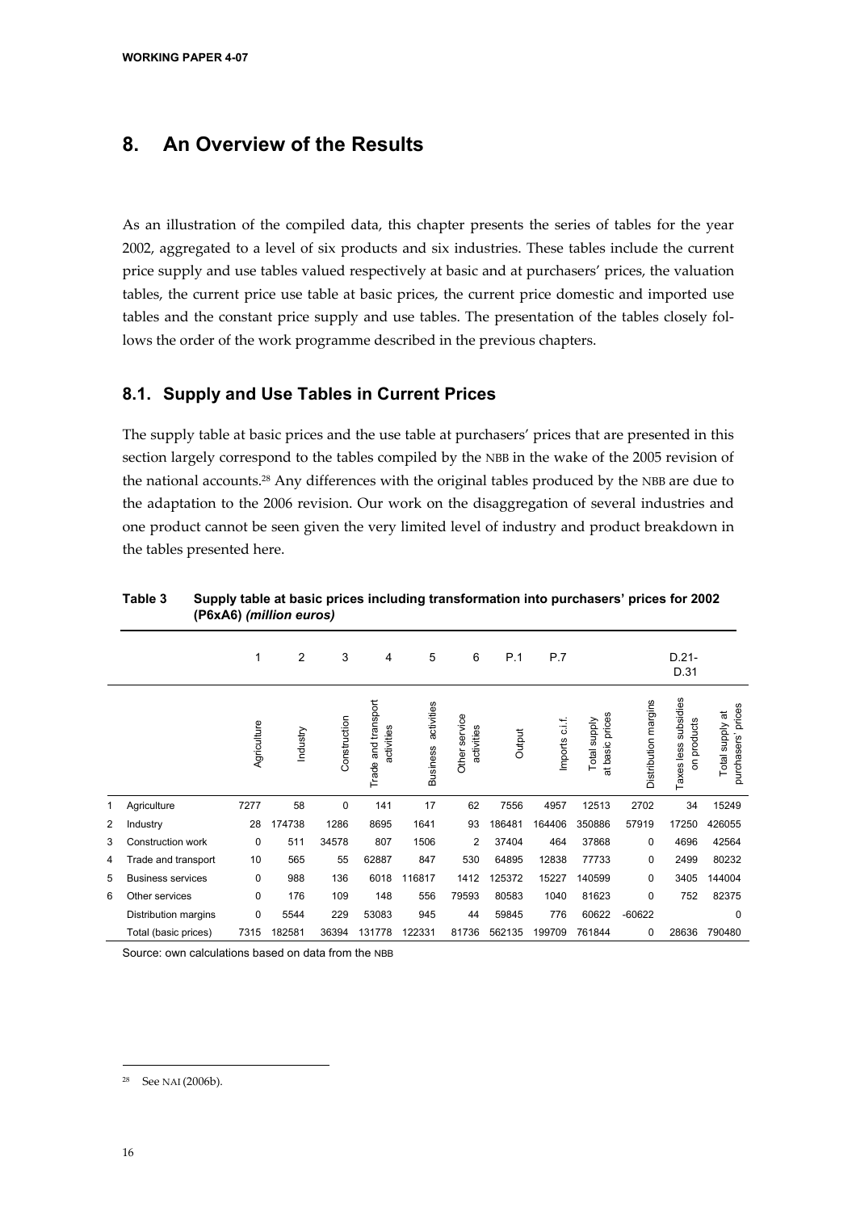# 8. An Overview of the Results

As an illustration of the compiled data, this chapter presents the series of tables for the year 2002, aggregated to a level of six products and six industries. These tables include the current price supply and use tables valued respectively at basic and at purchasers' prices, the valuation tables, the current price use table at basic prices, the current price domestic and imported use tables and the constant price supply and use tables. The presentation of the tables closely follows the order of the work programme described in the previous chapters.

## 8.1. Supply and Use Tables in Current Prices

The supply table at basic prices and the use table at purchasers' prices that are presented in this section largely correspond to the tables compiled by the NBB in the wake of the 2005 revision of the national accounts.[28] Any differences with the original tables produced by the NBB are due to the adaptation to the 2006 revision. Our work on the disaggregation of several industries and one product cannot be seen given the very limited level of industry and product breakdown in the tables presented here.

**Table 3 Supply table at basic prices including transformation into purchasers' prices for 2002 (P6xA6)** ***(million euros)***

| | | 1 | 2 | 3 | 4 | 5 | 6 | P.1 | P.7 | | | D.21-D.31 | |
|---|---|---|---|---|---|---|---|---|---|---|---|---|---|
| | | Agriculture | Industry | Construction | Trade and transport activities | Business activities | Other service activities | Output | Imports c.i.f. | Total supply at basic prices | Distribution margins | Taxes less subsidies on products | Total supply at purchasers' prices |
| 1 | Agriculture | 7277 | 58 | 0 | 141 | 17 | 62 | 7556 | 4957 | 12513 | 2702 | 34 | 15249 |
| 2 | Industry | 28 | 174738 | 1286 | 8695 | 1641 | 93 | 186481 | 164406 | 350886 | 57919 | 17250 | 426055 |
| 3 | Construction work | 0 | 511 | 34578 | 807 | 1506 | 2 | 37404 | 464 | 37868 | 0 | 4696 | 42564 |
| 4 | Trade and transport | 10 | 565 | 55 | 62887 | 847 | 530 | 64895 | 12838 | 77733 | 0 | 2499 | 80232 |
| 5 | Business services | 0 | 988 | 136 | 6018 | 116817 | 1412 | 125372 | 15227 | 140599 | 0 | 3405 | 144004 |
| 6 | Other services | 0 | 176 | 109 | 148 | 556 | 79593 | 80583 | 1040 | 81623 | 0 | 752 | 82375 |
| | Distribution margins | 0 | 5544 | 229 | 53083 | 945 | 44 | 59845 | 776 | 60622 | -60622 | | 0 |
| | Total (basic prices) | 7315 | 182581 | 36394 | 131778 | 122331 | 81736 | 562135 | 199709 | 761844 | 0 | 28636 | 790480 |

Source: own calculations based on data from the NBB

[28] See NAI (2006b).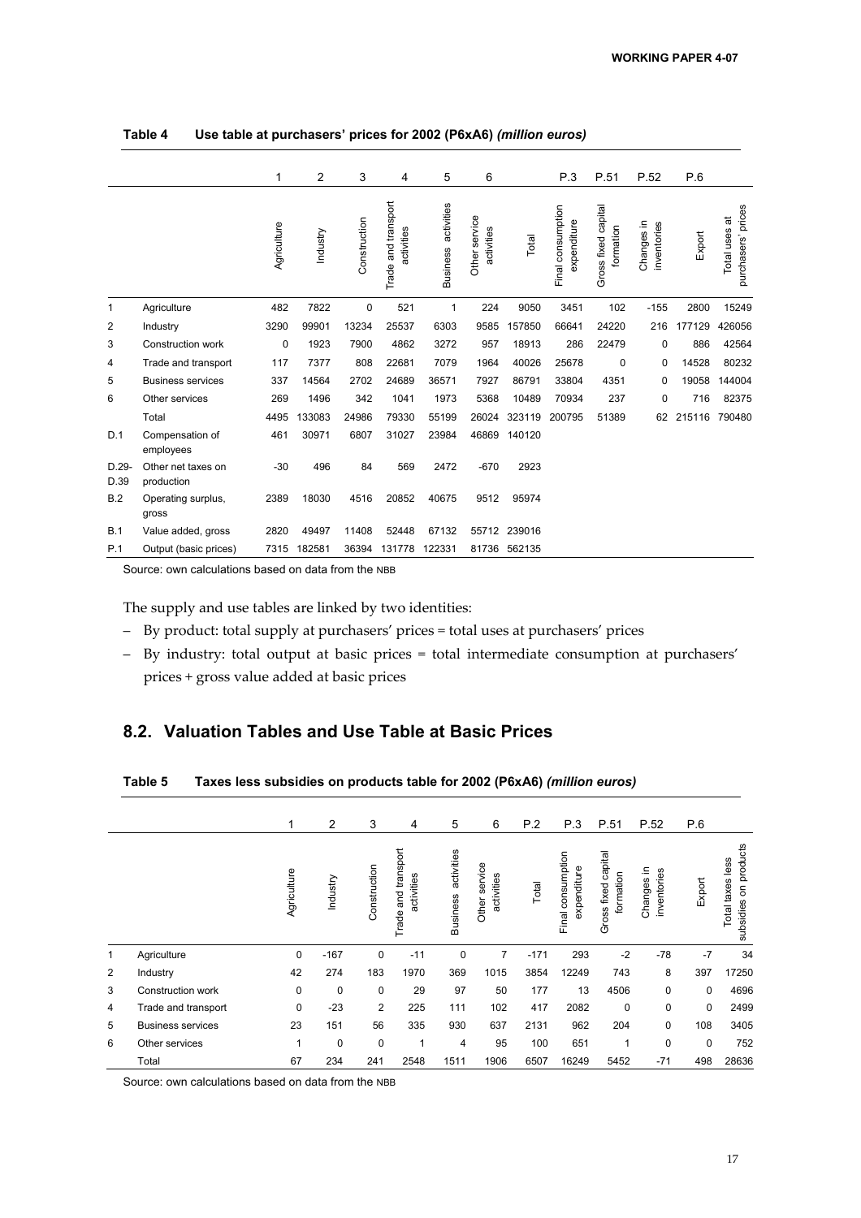**Table 4 Use table at purchasers' prices for 2002 (P6xA6)** *(million euros)*

| | | 1 | 2 | 3 | 4 | 5 | 6 | | P.3 | P.51 | P.52 | P.6 | |
|---|---|---|---|---|---|---|---|---|---|---|---|---|---|
| | | Agriculture | Industry | Construction | Trade and transport activities | Business activities | Other service activities | Total | Final consumption expenditure | Gross fixed capital formation | Changes in inventories | Export | Total uses at purchasers' prices |
| 1 | Agriculture | 482 | 7822 | 0 | 521 | 1 | 224 | 9050 | 3451 | 102 | -155 | 2800 | 15249 |
| 2 | Industry | 3290 | 99901 | 13234 | 25537 | 6303 | 9585 | 157850 | 66641 | 24220 | 216 | 177129 | 426056 |
| 3 | Construction work | 0 | 1923 | 7900 | 4862 | 3272 | 957 | 18913 | 286 | 22479 | 0 | 886 | 42564 |
| 4 | Trade and transport | 117 | 7377 | 808 | 22681 | 7079 | 1964 | 40026 | 25678 | 0 | 0 | 14528 | 80232 |
| 5 | Business services | 337 | 14564 | 2702 | 24689 | 36571 | 7927 | 86791 | 33804 | 4351 | 0 | 19058 | 144004 |
| 6 | Other services | 269 | 1496 | 342 | 1041 | 1973 | 5368 | 10489 | 70934 | 237 | 0 | 716 | 82375 |
| | Total | 4495 | 133083 | 24986 | 79330 | 55199 | 26024 | 323119 | 200795 | 51389 | 62 | 215116 | 790480 |
| D.1 | Compensation of employees | 461 | 30971 | 6807 | 31027 | 23984 | 46869 | 140120 | | | | | |
| D.29-D.39 | Other net taxes on production | -30 | 496 | 84 | 569 | 2472 | -670 | 2923 | | | | | |
| B.2 | Operating surplus, gross | 2389 | 18030 | 4516 | 20852 | 40675 | 9512 | 95974 | | | | | |
| B.1 | Value added, gross | 2820 | 49497 | 11408 | 52448 | 67132 | 55712 | 239016 | | | | | |
| P.1 | Output (basic prices) | 7315 | 182581 | 36394 | 131778 | 122331 | 81736 | 562135 | | | | | |

Source: own calculations based on data from the NBB

The supply and use tables are linked by two identities:

– By product: total supply at purchasers' prices = total uses at purchasers' prices

– By industry: total output at basic prices = total intermediate consumption at purchasers' prices + gross value added at basic prices

## 8.2. Valuation Tables and Use Table at Basic Prices

**Table 5 Taxes less subsidies on products table for 2002 (P6xA6)** *(million euros)*

| | | 1 | 2 | 3 | 4 | 5 | 6 | P.2 | P.3 | P.51 | P.52 | P.6 | |
|---|---|---|---|---|---|---|---|---|---|---|---|---|---|
| | | Agriculture | Industry | Construction | Trade and transport activities | Business activities | Other service activities | Total | Final consumption expenditure | Gross fixed capital formation | Changes in inventories | Export | Total taxes less subsidies on products |
| 1 | Agriculture | 0 | -167 | 0 | -11 | 0 | 7 | -171 | 293 | -2 | -78 | -7 | 34 |
| 2 | Industry | 42 | 274 | 183 | 1970 | 369 | 1015 | 3854 | 12249 | 743 | 8 | 397 | 17250 |
| 3 | Construction work | 0 | 0 | 0 | 29 | 97 | 50 | 177 | 13 | 4506 | 0 | 0 | 4696 |
| 4 | Trade and transport | 0 | -23 | 2 | 225 | 111 | 102 | 417 | 2082 | 0 | 0 | 0 | 2499 |
| 5 | Business services | 23 | 151 | 56 | 335 | 930 | 637 | 2131 | 962 | 204 | 0 | 108 | 3405 |
| 6 | Other services | 1 | 0 | 0 | 1 | 4 | 95 | 100 | 651 | 1 | 0 | 0 | 752 |
| | Total | 67 | 234 | 241 | 2548 | 1511 | 1906 | 6507 | 16249 | 5452 | -71 | 498 | 28636 |

Source: own calculations based on data from the NBB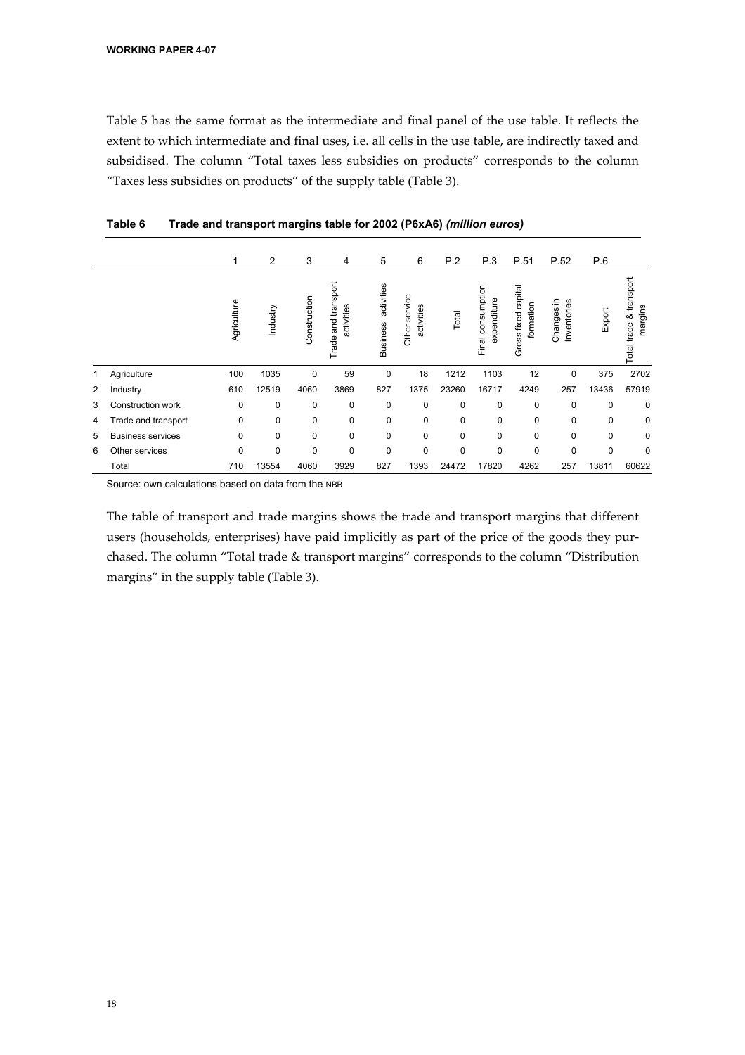Table 5 has the same format as the intermediate and final panel of the use table. It reflects the extent to which intermediate and final uses, i.e. all cells in the use table, are indirectly taxed and subsidised. The column "Total taxes less subsidies on products" corresponds to the column "Taxes less subsidies on products" of the supply table (Table 3).

**Table 6 Trade and transport margins table for 2002 (P6xA6)** ***(million euros)***

| | | 1 | 2 | 3 | 4 | 5 | 6 | P.2 | P.3 | P.51 | P.52 | P.6 | |
|---|---|---|---|---|---|---|---|---|---|---|---|---|---|
| | | Agriculture | Industry | Construction | Trade and transport activities | Business activities | Other service activities | Total | Final consumption expenditure | Gross fixed capital formation | Changes in inventories | Export | Total trade & transport margins |
| 1 | Agriculture | 100 | 1035 | 0 | 59 | 0 | 18 | 1212 | 1103 | 12 | 0 | 375 | 2702 |
| 2 | Industry | 610 | 12519 | 4060 | 3869 | 827 | 1375 | 23260 | 16717 | 4249 | 257 | 13436 | 57919 |
| 3 | Construction work | 0 | 0 | 0 | 0 | 0 | 0 | 0 | 0 | 0 | 0 | 0 | 0 |
| 4 | Trade and transport | 0 | 0 | 0 | 0 | 0 | 0 | 0 | 0 | 0 | 0 | 0 | 0 |
| 5 | Business services | 0 | 0 | 0 | 0 | 0 | 0 | 0 | 0 | 0 | 0 | 0 | 0 |
| 6 | Other services | 0 | 0 | 0 | 0 | 0 | 0 | 0 | 0 | 0 | 0 | 0 | 0 |
| | Total | 710 | 13554 | 4060 | 3929 | 827 | 1393 | 24472 | 17820 | 4262 | 257 | 13811 | 60622 |

Source: own calculations based on data from the NBB

The table of transport and trade margins shows the trade and transport margins that different users (households, enterprises) have paid implicitly as part of the price of the goods they purchased. The column "Total trade & transport margins" corresponds to the column "Distribution margins" in the supply table (Table 3).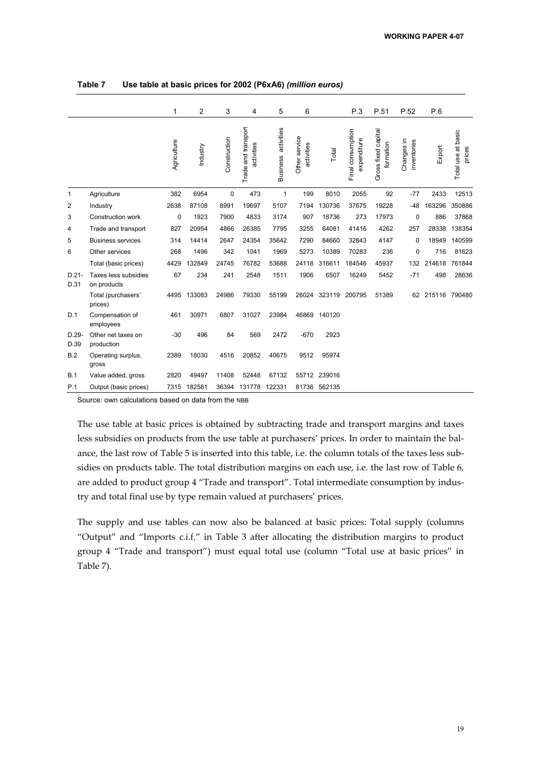**Table 7 Use table at basic prices for 2002 (P6xA6) *(million euros)***

| | | 1 | 2 | 3 | 4 | 5 | 6 | | P.3 | P.51 | P.52 | P.6 | |
|---|---|---|---|---|---|---|---|---|---|---|---|---|---|
| | | Agriculture | Industry | Construction | Trade and transport activities | Business activities | Other service activities | Total | Final consumption expenditure | Gross fixed capital formation | Changes in inventories | Export | Total use at basic prices |
| 1 | Agriculture | 382 | 6954 | 0 | 473 | 1 | 199 | 8010 | 2055 | 92 | -77 | 2433 | 12513 |
| 2 | Industry | 2638 | 87108 | 8991 | 19697 | 5107 | 7194 | 130736 | 37675 | 19228 | -48 | 163296 | 350886 |
| 3 | Construction work | 0 | 1923 | 7900 | 4833 | 3174 | 907 | 18736 | 273 | 17973 | 0 | 886 | 37868 |
| 4 | Trade and transport | 827 | 20954 | 4866 | 26385 | 7795 | 3255 | 64081 | 41416 | 4262 | 257 | 28338 | 138354 |
| 5 | Business services | 314 | 14414 | 2647 | 24354 | 35642 | 7290 | 84660 | 32843 | 4147 | 0 | 18949 | 140599 |
| 6 | Other services | 268 | 1496 | 342 | 1041 | 1969 | 5273 | 10389 | 70283 | 236 | 0 | 716 | 81623 |
| | Total (basic prices) | 4429 | 132849 | 24745 | 76782 | 53688 | 24118 | 316611 | 184546 | 45937 | 132 | 214618 | 761844 |
| D.21-D.31 | Taxes less subsidies on products | 67 | 234 | 241 | 2548 | 1511 | 1906 | 6507 | 16249 | 5452 | -71 | 498 | 28636 |
| | Total (purchasers' prices) | 4495 | 133083 | 24986 | 79330 | 55199 | 26024 | 323119 | 200795 | 51389 | 62 | 215116 | 790480 |
| D.1 | Compensation of employees | 461 | 30971 | 6807 | 31027 | 23984 | 46869 | 140120 | | | | | |
| D.29-D.39 | Other net taxes on production | -30 | 496 | 84 | 569 | 2472 | -670 | 2923 | | | | | |
| B.2 | Operating surplus, gross | 2389 | 18030 | 4516 | 20852 | 40675 | 9512 | 95974 | | | | | |
| B.1 | Value added, gross | 2820 | 49497 | 11408 | 52448 | 67132 | 55712 | 239016 | | | | | |
| P.1 | Output (basic prices) | 7315 | 182581 | 36394 | 131778 | 122331 | 81736 | 562135 | | | | | |

Source: own calculations based on data from the NBB

The use table at basic prices is obtained by subtracting trade and transport margins and taxes less subsidies on products from the use table at purchasers' prices. In order to maintain the balance, the last row of Table 5 is inserted into this table, i.e. the column totals of the taxes less subsidies on products table. The total distribution margins on each use, i.e. the last row of Table 6, are added to product group 4 "Trade and transport". Total intermediate consumption by industry and total final use by type remain valued at purchasers' prices.

The supply and use tables can now also be balanced at basic prices: Total supply (columns "Output" and "Imports c.i.f." in Table 3 after allocating the distribution margins to product group 4 "Trade and transport") must equal total use (column "Total use at basic prices" in Table 7).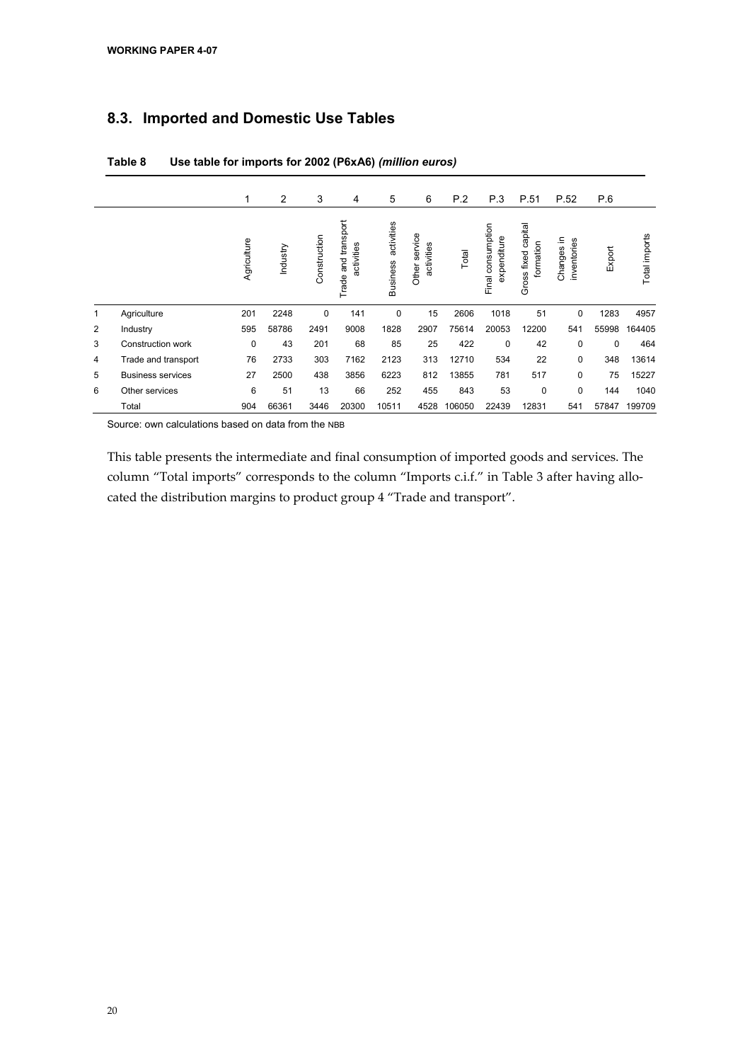## 8.3. Imported and Domestic Use Tables

**Table 8 Use table for imports for 2002 (P6xA6)** ***(million euros)***

| | | 1 | 2 | 3 | 4 | 5 | 6 | P.2 | P.3 | P.51 | P.52 | P.6 | |
|---|---|---|---|---|---|---|---|---|---|---|---|---|---|
| | | Agriculture | Industry | Construction | Trade and transport activities | Business activities | Other service activities | Total | Final consumption expenditure | Gross fixed capital formation | Changes in inventories | Export | Total imports |
| 1 | Agriculture | 201 | 2248 | 0 | 141 | 0 | 15 | 2606 | 1018 | 51 | 0 | 1283 | 4957 |
| 2 | Industry | 595 | 58786 | 2491 | 9008 | 1828 | 2907 | 75614 | 20053 | 12200 | 541 | 55998 | 164405 |
| 3 | Construction work | 0 | 43 | 201 | 68 | 85 | 25 | 422 | 0 | 42 | 0 | 0 | 464 |
| 4 | Trade and transport | 76 | 2733 | 303 | 7162 | 2123 | 313 | 12710 | 534 | 22 | 0 | 348 | 13614 |
| 5 | Business services | 27 | 2500 | 438 | 3856 | 6223 | 812 | 13855 | 781 | 517 | 0 | 75 | 15227 |
| 6 | Other services | 6 | 51 | 13 | 66 | 252 | 455 | 843 | 53 | 0 | 0 | 144 | 1040 |
| | Total | 904 | 66361 | 3446 | 20300 | 10511 | 4528 | 106050 | 22439 | 12831 | 541 | 57847 | 199709 |

Source: own calculations based on data from the NBB

This table presents the intermediate and final consumption of imported goods and services. The column "Total imports" corresponds to the column "Imports c.i.f." in Table 3 after having allocated the distribution margins to product group 4 "Trade and transport".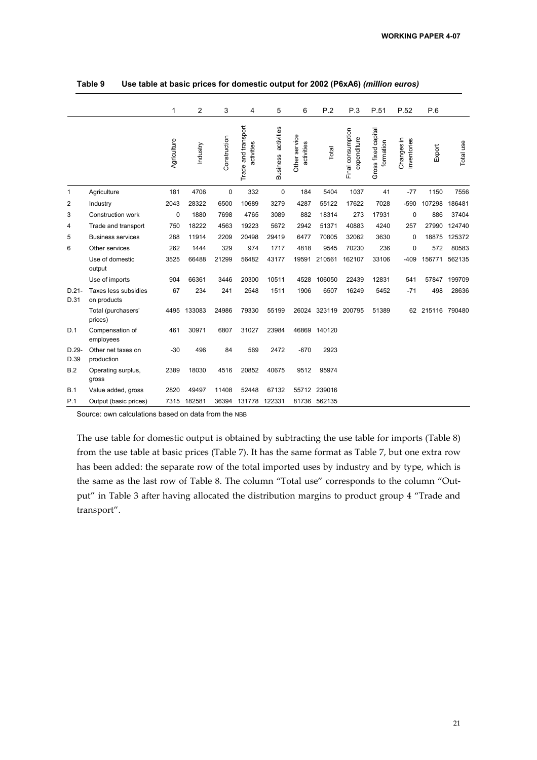**Table 9 Use table at basic prices for domestic output for 2002 (P6xA6)** *(million euros)*

| | | 1 | 2 | 3 | 4 | 5 | 6 | P.2 | P.3 | P.51 | P.52 | P.6 | |
|---|---|---|---|---|---|---|---|---|---|---|---|---|---|
| | | Agriculture | Industry | Construction | Trade and transport activities | Business activities | Other service activities | Total | Final consumption expenditure | Gross fixed capital formation | Changes in inventories | Export | Total use |
| 1 | Agriculture | 181 | 4706 | 0 | 332 | 0 | 184 | 5404 | 1037 | 41 | -77 | 1150 | 7556 |
| 2 | Industry | 2043 | 28322 | 6500 | 10689 | 3279 | 4287 | 55122 | 17622 | 7028 | -590 | 107298 | 186481 |
| 3 | Construction work | 0 | 1880 | 7698 | 4765 | 3089 | 882 | 18314 | 273 | 17931 | 0 | 886 | 37404 |
| 4 | Trade and transport | 750 | 18222 | 4563 | 19223 | 5672 | 2942 | 51371 | 40883 | 4240 | 257 | 27990 | 124740 |
| 5 | Business services | 288 | 11914 | 2209 | 20498 | 29419 | 6477 | 70805 | 32062 | 3630 | 0 | 18875 | 125372 |
| 6 | Other services | 262 | 1444 | 329 | 974 | 1717 | 4818 | 9545 | 70230 | 236 | 0 | 572 | 80583 |
| | Use of domestic output | 3525 | 66488 | 21299 | 56482 | 43177 | 19591 | 210561 | 162107 | 33106 | -409 | 156771 | 562135 |
| | Use of imports | 904 | 66361 | 3446 | 20300 | 10511 | 4528 | 106050 | 22439 | 12831 | 541 | 57847 | 199709 |
| D.21-D.31 | Taxes less subsidies on products | 67 | 234 | 241 | 2548 | 1511 | 1906 | 6507 | 16249 | 5452 | -71 | 498 | 28636 |
| | Total (purchasers' prices) | 4495 | 133083 | 24986 | 79330 | 55199 | 26024 | 323119 | 200795 | 51389 | 62 | 215116 | 790480 |
| D.1 | Compensation of employees | 461 | 30971 | 6807 | 31027 | 23984 | 46869 | 140120 | | | | | |
| D.29-D.39 | Other net taxes on production | -30 | 496 | 84 | 569 | 2472 | -670 | 2923 | | | | | |
| B.2 | Operating surplus, gross | 2389 | 18030 | 4516 | 20852 | 40675 | 9512 | 95974 | | | | | |
| B.1 | Value added, gross | 2820 | 49497 | 11408 | 52448 | 67132 | 55712 | 239016 | | | | | |
| P.1 | Output (basic prices) | 7315 | 182581 | 36394 | 131778 | 122331 | 81736 | 562135 | | | | | |

Source: own calculations based on data from the NBB

The use table for domestic output is obtained by subtracting the use table for imports (Table 8) from the use table at basic prices (Table 7). It has the same format as Table 7, but one extra row has been added: the separate row of the total imported uses by industry and by type, which is the same as the last row of Table 8. The column "Total use" corresponds to the column "Output" in Table 3 after having allocated the distribution margins to product group 4 "Trade and transport".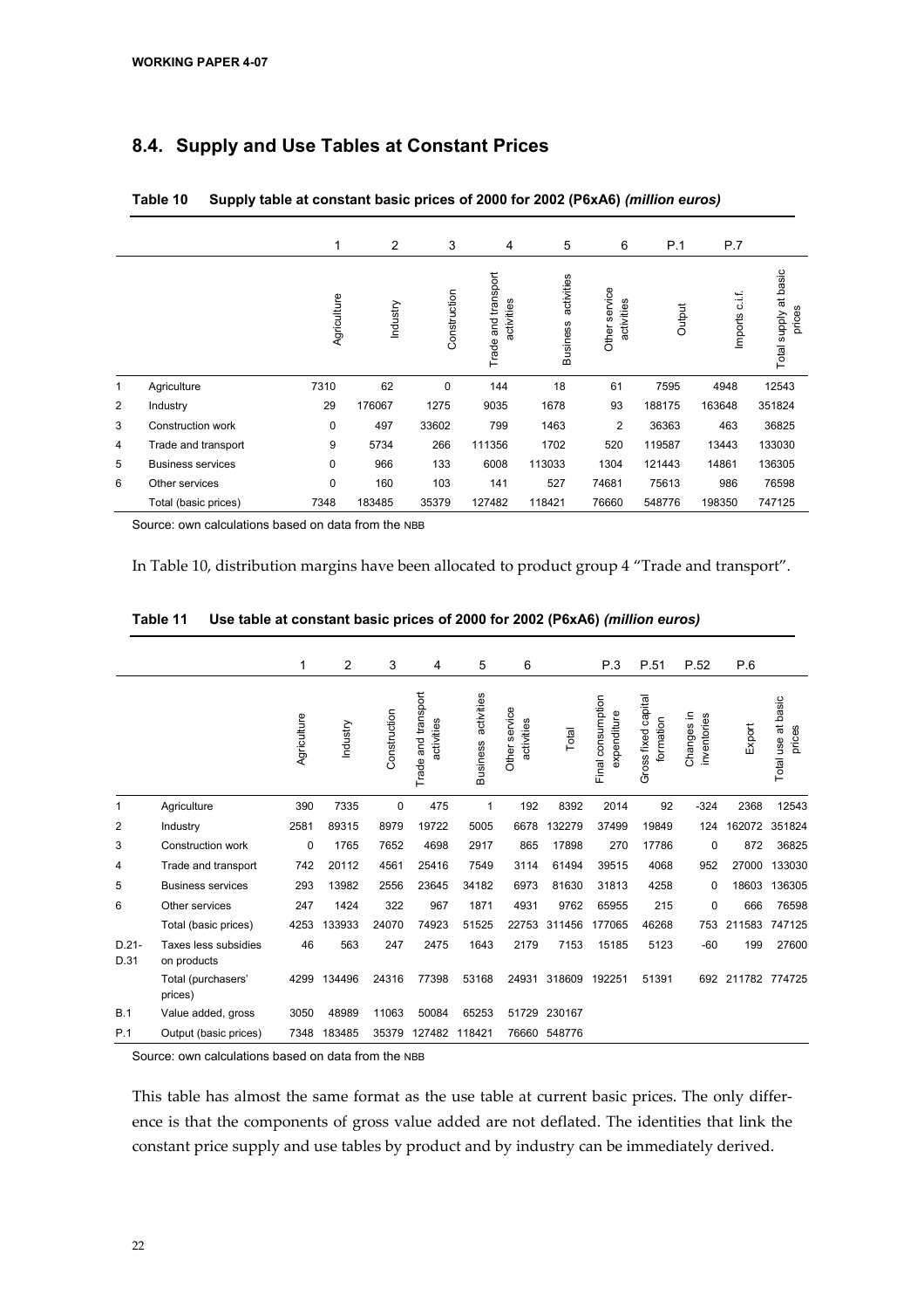## 8.4. Supply and Use Tables at Constant Prices

**Table 10 Supply table at constant basic prices of 2000 for 2002 (P6xA6)** ***(million euros)***

| | | 1 | 2 | 3 | 4 | 5 | 6 | P.1 | P.7 | |
|---|---|---|---|---|---|---|---|---|---|---|
| | | Agriculture | Industry | Construction | Trade and transport activities | Business activities | Other service activities | Output | Imports c.i.f. | Total supply at basic prices |
| 1 | Agriculture | 7310 | 62 | 0 | 144 | 18 | 61 | 7595 | 4948 | 12543 |
| 2 | Industry | 29 | 176067 | 1275 | 9035 | 1678 | 93 | 188175 | 163648 | 351824 |
| 3 | Construction work | 0 | 497 | 33602 | 799 | 1463 | 2 | 36363 | 463 | 36825 |
| 4 | Trade and transport | 9 | 5734 | 266 | 111356 | 1702 | 520 | 119587 | 13443 | 133030 |
| 5 | Business services | 0 | 966 | 133 | 6008 | 113033 | 1304 | 121443 | 14861 | 136305 |
| 6 | Other services | 0 | 160 | 103 | 141 | 527 | 74681 | 75613 | 986 | 76598 |
| | Total (basic prices) | 7348 | 183485 | 35379 | 127482 | 118421 | 76660 | 548776 | 198350 | 747125 |

Source: own calculations based on data from the NBB

In Table 10, distribution margins have been allocated to product group 4 "Trade and transport".

**Table 11 Use table at constant basic prices of 2000 for 2002 (P6xA6)** ***(million euros)***

| | | 1 | 2 | 3 | 4 | 5 | 6 | | P.3 | P.51 | P.52 | P.6 | |
|---|---|---|---|---|---|---|---|---|---|---|---|---|---|
| | | Agriculture | Industry | Construction | Trade and transport activities | Business activities | Other service activities | Total | Final consumption expenditure | Gross fixed capital formation | Changes in inventories | Export | Total use at basic prices |
| 1 | Agriculture | 390 | 7335 | 0 | 475 | 1 | 192 | 8392 | 2014 | 92 | -324 | 2368 | 12543 |
| 2 | Industry | 2581 | 89315 | 8979 | 19722 | 5005 | 6678 | 132279 | 37499 | 19849 | 124 | 162072 | 351824 |
| 3 | Construction work | 0 | 1765 | 7652 | 4698 | 2917 | 865 | 17898 | 270 | 17786 | 0 | 872 | 36825 |
| 4 | Trade and transport | 742 | 20112 | 4561 | 25416 | 7549 | 3114 | 61494 | 39515 | 4068 | 952 | 27000 | 133030 |
| 5 | Business services | 293 | 13982 | 2556 | 23645 | 34182 | 6973 | 81630 | 31813 | 4258 | 0 | 18603 | 136305 |
| 6 | Other services | 247 | 1424 | 322 | 967 | 1871 | 4931 | 9762 | 65955 | 215 | 0 | 666 | 76598 |
| | Total (basic prices) | 4253 | 133933 | 24070 | 74923 | 51525 | 22753 | 311456 | 177065 | 46268 | 753 | 211583 | 747125 |
| D.21-D.31 | Taxes less subsidies on products | 46 | 563 | 247 | 2475 | 1643 | 2179 | 7153 | 15185 | 5123 | -60 | 199 | 27600 |
| | Total (purchasers' prices) | 4299 | 134496 | 24316 | 77398 | 53168 | 24931 | 318609 | 192251 | 51391 | 692 | 211782 | 774725 |
| B.1 | Value added, gross | 3050 | 48989 | 11063 | 50084 | 65253 | 51729 | 230167 | | | | | |
| P.1 | Output (basic prices) | 7348 | 183485 | 35379 | 127482 | 118421 | 76660 | 548776 | | | | | |

Source: own calculations based on data from the NBB

This table has almost the same format as the use table at current basic prices. The only difference is that the components of gross value added are not deflated. The identities that link the constant price supply and use tables by product and by industry can be immediately derived.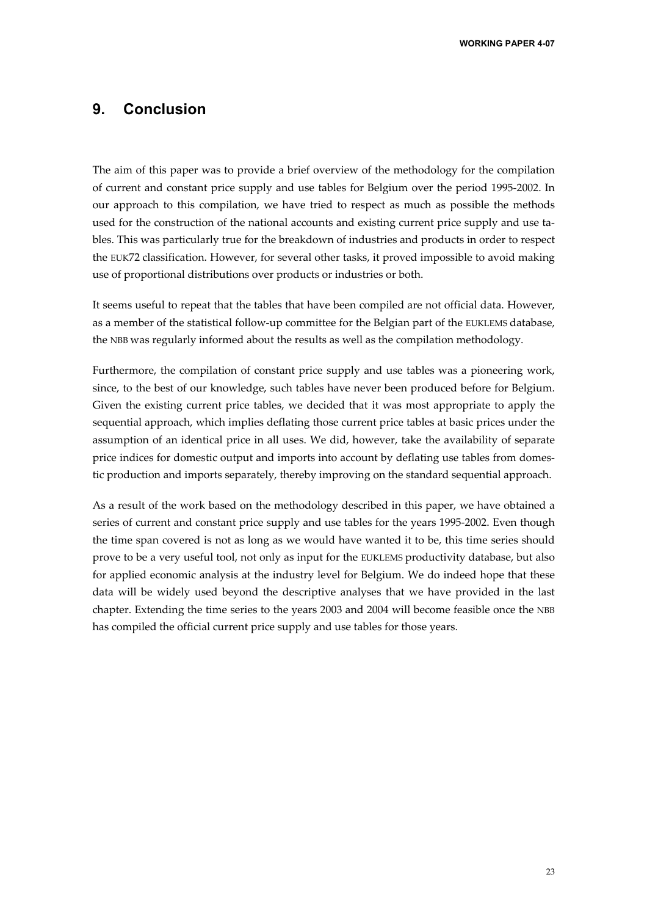## 9. Conclusion

The aim of this paper was to provide a brief overview of the methodology for the compilation of current and constant price supply and use tables for Belgium over the period 1995-2002. In our approach to this compilation, we have tried to respect as much as possible the methods used for the construction of the national accounts and existing current price supply and use tables. This was particularly true for the breakdown of industries and products in order to respect the EUK72 classification. However, for several other tasks, it proved impossible to avoid making use of proportional distributions over products or industries or both.

It seems useful to repeat that the tables that have been compiled are not official data. However, as a member of the statistical follow-up committee for the Belgian part of the EUKLEMS database, the NBB was regularly informed about the results as well as the compilation methodology.

Furthermore, the compilation of constant price supply and use tables was a pioneering work, since, to the best of our knowledge, such tables have never been produced before for Belgium. Given the existing current price tables, we decided that it was most appropriate to apply the sequential approach, which implies deflating those current price tables at basic prices under the assumption of an identical price in all uses. We did, however, take the availability of separate price indices for domestic output and imports into account by deflating use tables from domestic production and imports separately, thereby improving on the standard sequential approach.

As a result of the work based on the methodology described in this paper, we have obtained a series of current and constant price supply and use tables for the years 1995-2002. Even though the time span covered is not as long as we would have wanted it to be, this time series should prove to be a very useful tool, not only as input for the EUKLEMS productivity database, but also for applied economic analysis at the industry level for Belgium. We do indeed hope that these data will be widely used beyond the descriptive analyses that we have provided in the last chapter. Extending the time series to the years 2003 and 2004 will become feasible once the NBB has compiled the official current price supply and use tables for those years.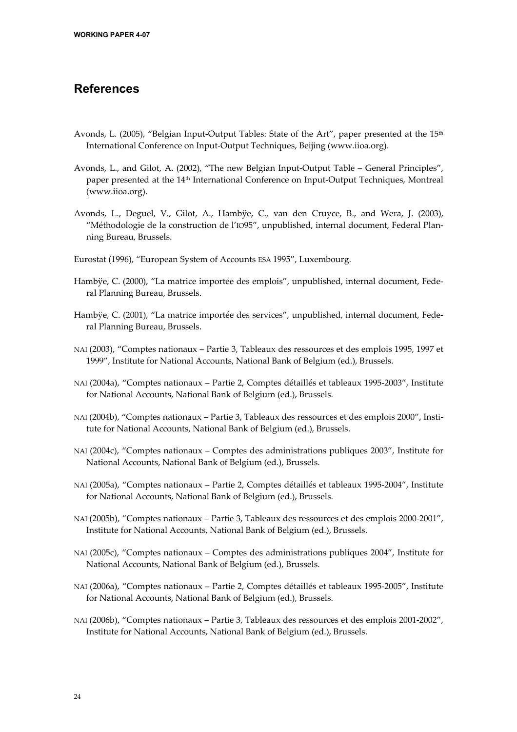## References

Avonds, L. (2005), "Belgian Input-Output Tables: State of the Art", paper presented at the 15th International Conference on Input-Output Techniques, Beijing (www.iioa.org).

Avonds, L., and Gilot, A. (2002), "The new Belgian Input-Output Table – General Principles", paper presented at the 14th International Conference on Input-Output Techniques, Montreal (www.iioa.org).

Avonds, L., Deguel, V., Gilot, A., Hambÿe, C., van den Cruyce, B., and Wera, J. (2003), "Méthodologie de la construction de l'IO95", unpublished, internal document, Federal Planning Bureau, Brussels.

Eurostat (1996), "European System of Accounts ESA 1995", Luxembourg.

Hambÿe, C. (2000), "La matrice importée des emplois", unpublished, internal document, Federal Planning Bureau, Brussels.

Hambÿe, C. (2001), "La matrice importée des services", unpublished, internal document, Federal Planning Bureau, Brussels.

NAI (2003), "Comptes nationaux – Partie 3, Tableaux des ressources et des emplois 1995, 1997 et 1999", Institute for National Accounts, National Bank of Belgium (ed.), Brussels.

NAI (2004a), "Comptes nationaux – Partie 2, Comptes détaillés et tableaux 1995-2003", Institute for National Accounts, National Bank of Belgium (ed.), Brussels.

NAI (2004b), "Comptes nationaux – Partie 3, Tableaux des ressources et des emplois 2000", Institute for National Accounts, National Bank of Belgium (ed.), Brussels.

NAI (2004c), "Comptes nationaux – Comptes des administrations publiques 2003", Institute for National Accounts, National Bank of Belgium (ed.), Brussels.

NAI (2005a), "Comptes nationaux – Partie 2, Comptes détaillés et tableaux 1995-2004", Institute for National Accounts, National Bank of Belgium (ed.), Brussels.

NAI (2005b), "Comptes nationaux – Partie 3, Tableaux des ressources et des emplois 2000-2001", Institute for National Accounts, National Bank of Belgium (ed.), Brussels.

NAI (2005c), "Comptes nationaux – Comptes des administrations publiques 2004", Institute for National Accounts, National Bank of Belgium (ed.), Brussels.

NAI (2006a), "Comptes nationaux – Partie 2, Comptes détaillés et tableaux 1995-2005", Institute for National Accounts, National Bank of Belgium (ed.), Brussels.

NAI (2006b), "Comptes nationaux – Partie 3, Tableaux des ressources et des emplois 2001-2002", Institute for National Accounts, National Bank of Belgium (ed.), Brussels.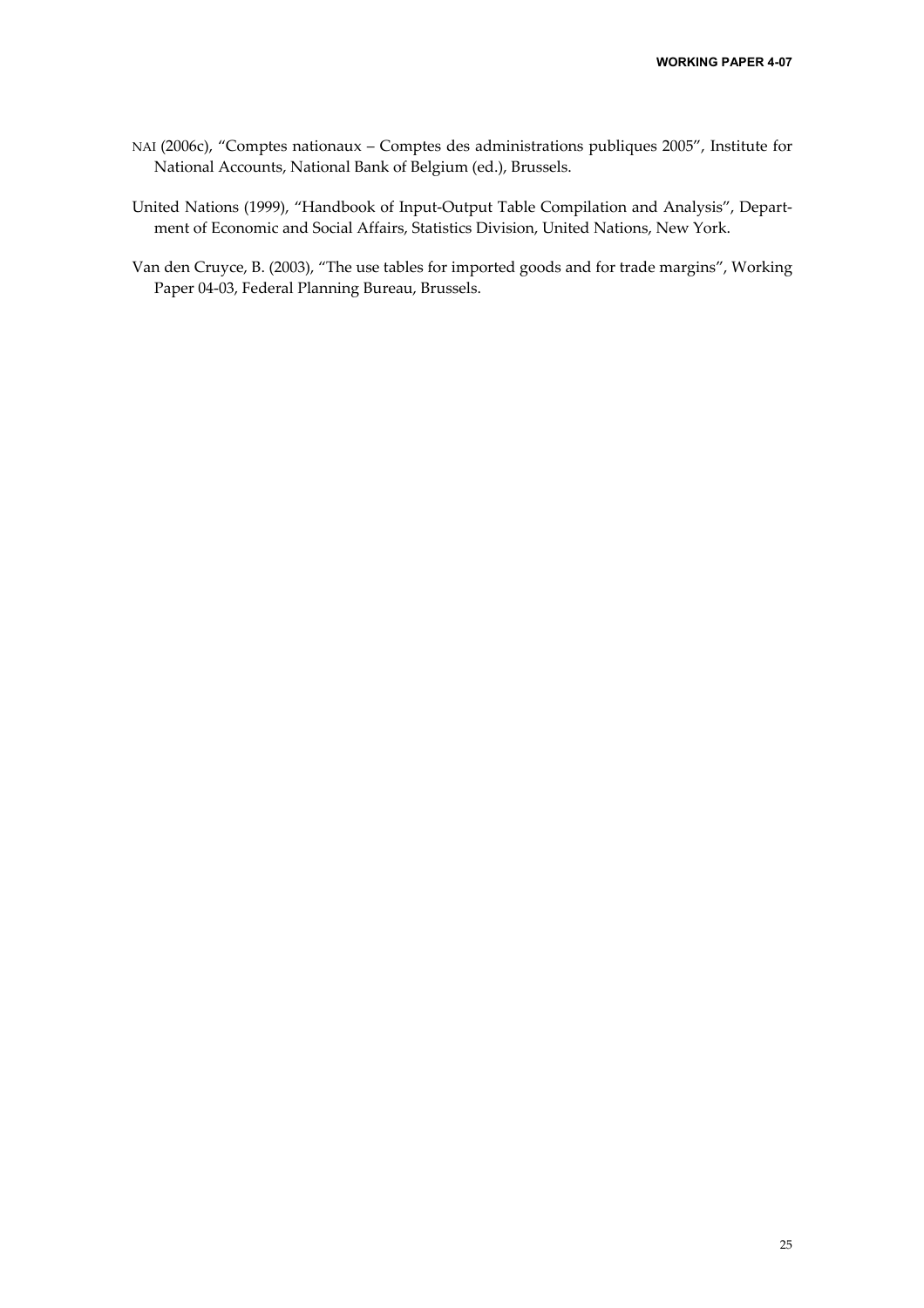NAI (2006c), "Comptes nationaux – Comptes des administrations publiques 2005", Institute for National Accounts, National Bank of Belgium (ed.), Brussels.

United Nations (1999), "Handbook of Input-Output Table Compilation and Analysis", Department of Economic and Social Affairs, Statistics Division, United Nations, New York.

Van den Cruyce, B. (2003), "The use tables for imported goods and for trade margins", Working Paper 04-03, Federal Planning Bureau, Brussels.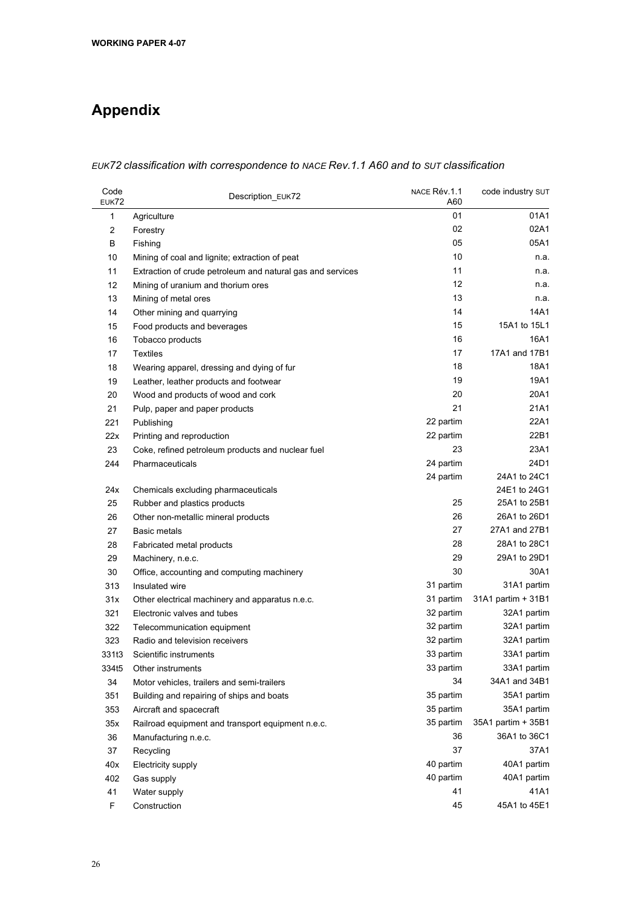# Appendix

*EUK72 classification with correspondence to NACE Rev.1.1 A60 and to SUT classification*

| Code EUK72 | Description_EUK72 | NACE Rév.1.1 A60 | code industry SUT |
|---|---|---|---|
| 1 | Agriculture | 01 | 01A1 |
| 2 | Forestry | 02 | 02A1 |
| B | Fishing | 05 | 05A1 |
| 10 | Mining of coal and lignite; extraction of peat | 10 | n.a. |
| 11 | Extraction of crude petroleum and natural gas and services | 11 | n.a. |
| 12 | Mining of uranium and thorium ores | 12 | n.a. |
| 13 | Mining of metal ores | 13 | n.a. |
| 14 | Other mining and quarrying | 14 | 14A1 |
| 15 | Food products and beverages | 15 | 15A1 to 15L1 |
| 16 | Tobacco products | 16 | 16A1 |
| 17 | Textiles | 17 | 17A1 and 17B1 |
| 18 | Wearing apparel, dressing and dying of fur | 18 | 18A1 |
| 19 | Leather, leather products and footwear | 19 | 19A1 |
| 20 | Wood and products of wood and cork | 20 | 20A1 |
| 21 | Pulp, paper and paper products | 21 | 21A1 |
| 221 | Publishing | 22 partim | 22A1 |
| 22x | Printing and reproduction | 22 partim | 22B1 |
| 23 | Coke, refined petroleum products and nuclear fuel | 23 | 23A1 |
| 244 | Pharmaceuticals | 24 partim | 24D1 |
| 24x | Chemicals excluding pharmaceuticals | 24 partim | 24A1 to 24C1<br>24E1 to 24G1 |
| 25 | Rubber and plastics products | 25 | 25A1 to 25B1 |
| 26 | Other non-metallic mineral products | 26 | 26A1 to 26D1 |
| 27 | Basic metals | 27 | 27A1 and 27B1 |
| 28 | Fabricated metal products | 28 | 28A1 to 28C1 |
| 29 | Machinery, n.e.c. | 29 | 29A1 to 29D1 |
| 30 | Office, accounting and computing machinery | 30 | 30A1 |
| 313 | Insulated wire | 31 partim | 31A1 partim |
| 31x | Other electrical machinery and apparatus n.e.c. | 31 partim | 31A1 partim + 31B1 |
| 321 | Electronic valves and tubes | 32 partim | 32A1 partim |
| 322 | Telecommunication equipment | 32 partim | 32A1 partim |
| 323 | Radio and television receivers | 32 partim | 32A1 partim |
| 331t3 | Scientific instruments | 33 partim | 33A1 partim |
| 334t5 | Other instruments | 33 partim | 33A1 partim |
| 34 | Motor vehicles, trailers and semi-trailers | 34 | 34A1 and 34B1 |
| 351 | Building and repairing of ships and boats | 35 partim | 35A1 partim |
| 353 | Aircraft and spacecraft | 35 partim | 35A1 partim |
| 35x | Railroad equipment and transport equipment n.e.c. | 35 partim | 35A1 partim + 35B1 |
| 36 | Manufacturing n.e.c. | 36 | 36A1 to 36C1 |
| 37 | Recycling | 37 | 37A1 |
| 40x | Electricity supply | 40 partim | 40A1 partim |
| 402 | Gas supply | 40 partim | 40A1 partim |
| 41 | Water supply | 41 | 41A1 |
| F | Construction | 45 | 45A1 to 45E1 |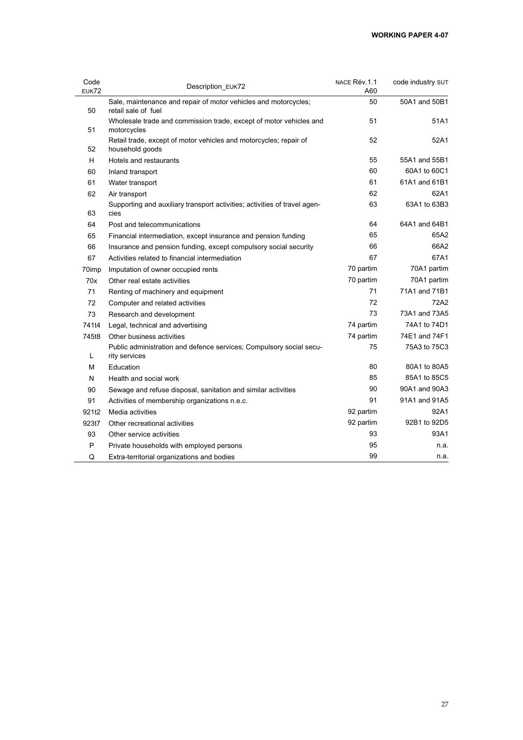| Code EUK72 | Description_EUK72 | NACE Rév.1.1 A60 | code industry SUT |
|---|---|---|---|
| 50 | Sale, maintenance and repair of motor vehicles and motorcycles; retail sale of fuel | 50 | 50A1 and 50B1 |
| 51 | Wholesale trade and commission trade, except of motor vehicles and motorcycles | 51 | 51A1 |
| 52 | Retail trade, except of motor vehicles and motorcycles; repair of household goods | 52 | 52A1 |
| H | Hotels and restaurants | 55 | 55A1 and 55B1 |
| 60 | Inland transport | 60 | 60A1 to 60C1 |
| 61 | Water transport | 61 | 61A1 and 61B1 |
| 62 | Air transport | 62 | 62A1 |
| 63 | Supporting and auxiliary transport activities; activities of travel agencies | 63 | 63A1 to 63B3 |
| 64 | Post and telecommunications | 64 | 64A1 and 64B1 |
| 65 | Financial intermediation, except insurance and pension funding | 65 | 65A2 |
| 66 | Insurance and pension funding, except compulsory social security | 66 | 66A2 |
| 67 | Activities related to financial intermediation | 67 | 67A1 |
| 70imp | Imputation of owner occupied rents | 70 partim | 70A1 partim |
| 70x | Other real estate activities | 70 partim | 70A1 partim |
| 71 | Renting of machinery and equipment | 71 | 71A1 and 71B1 |
| 72 | Computer and related activities | 72 | 72A2 |
| 73 | Research and development | 73 | 73A1 and 73A5 |
| 741t4 | Legal, technical and advertising | 74 partim | 74A1 to 74D1 |
| 745t8 | Other business activities | 74 partim | 74E1 and 74F1 |
| L | Public administration and defence services; Compulsory social security services | 75 | 75A3 to 75C3 |
| M | Education | 80 | 80A1 to 80A5 |
| N | Health and social work | 85 | 85A1 to 85C5 |
| 90 | Sewage and refuse disposal, sanitation and similar activities | 90 | 90A1 and 90A3 |
| 91 | Activities of membership organizations n.e.c. | 91 | 91A1 and 91A5 |
| 921t2 | Media activities | 92 partim | 92A1 |
| 923t7 | Other recreational activities | 92 partim | 92B1 to 92D5 |
| 93 | Other service activities | 93 | 93A1 |
| P | Private households with employed persons | 95 | n.a. |
| Q | Extra-territorial organizations and bodies | 99 | n.a. |